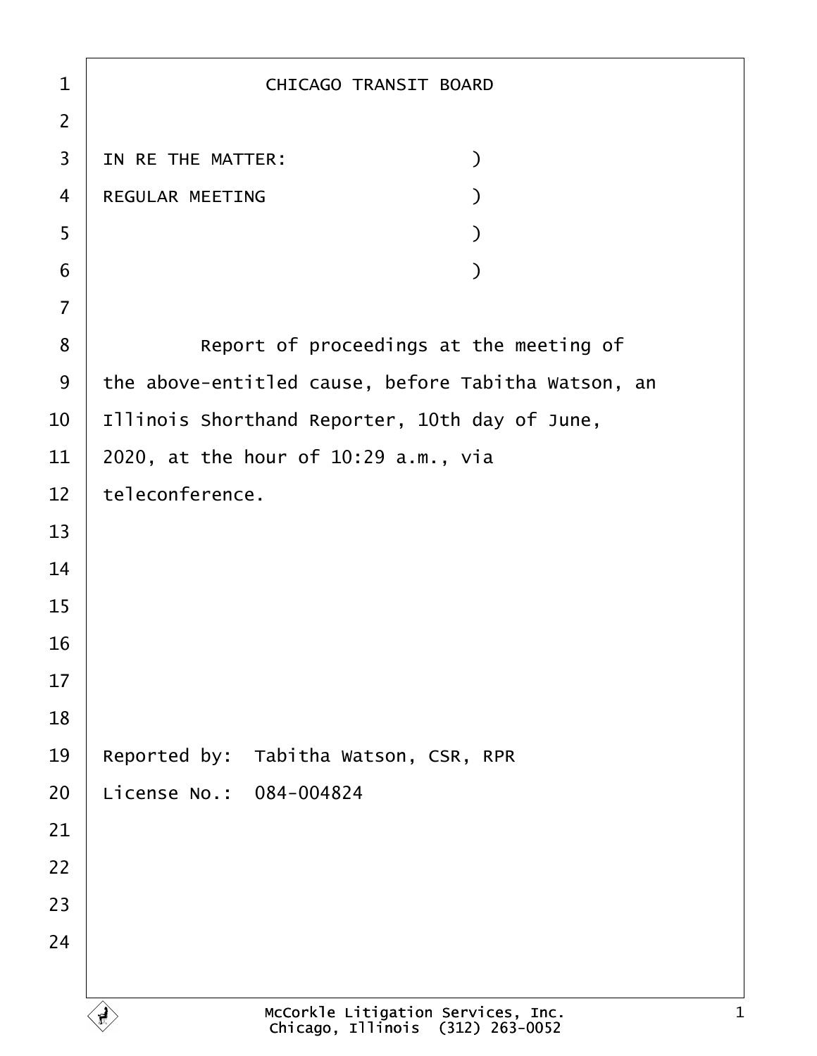CHICAGO TRANSIT BOARD

IN RE THE MATTER: )
REGULAR MEETING )
)
)

Report of proceedings at the meeting of the above-entitled cause, before Tabitha Watson, an Illinois Shorthand Reporter, 10th day of June, 2020, at the hour of 10:29 a.m., via teleconference.

Reported by: Tabitha Watson, CSR, RPR
License No.: 084-004824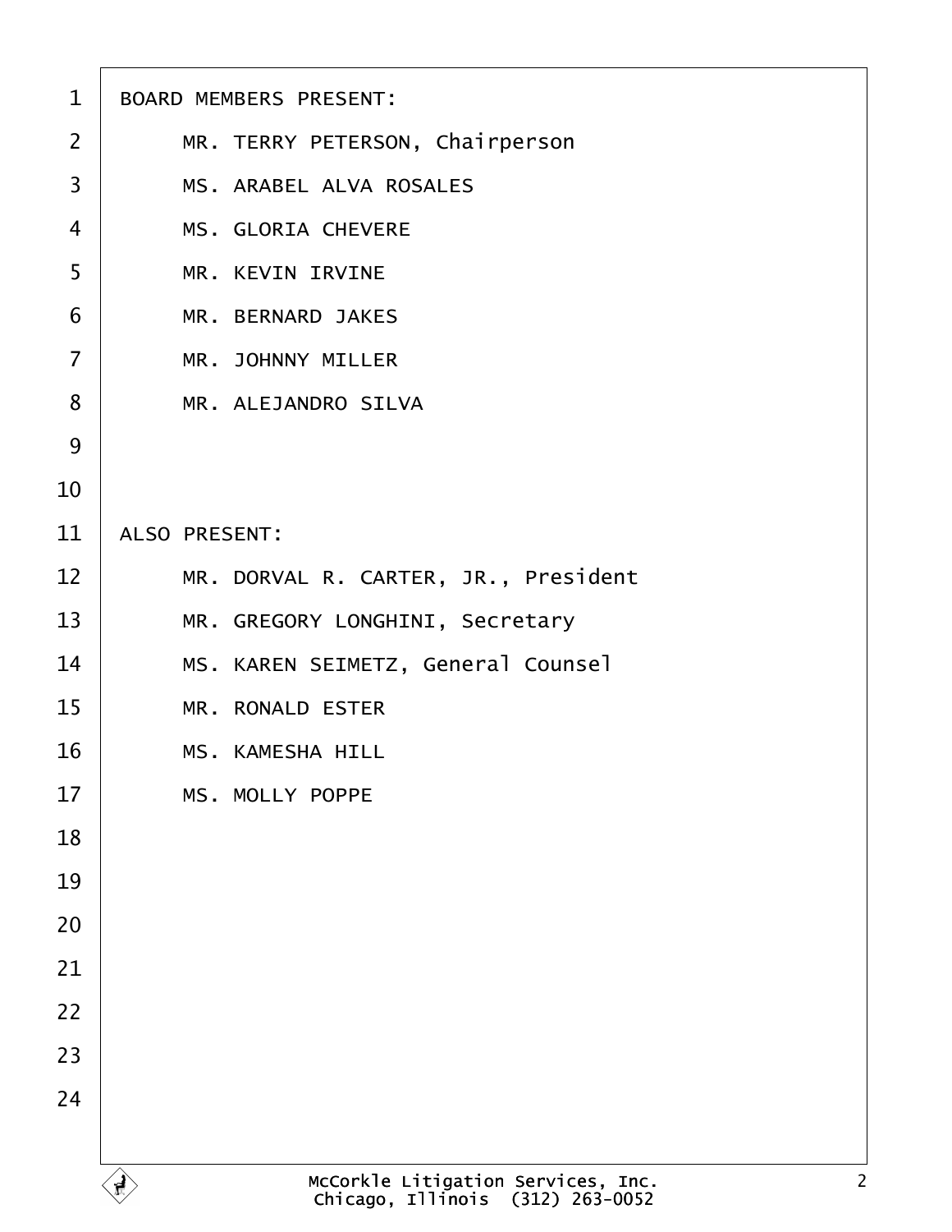BOARD MEMBERS PRESENT:

MR. TERRY PETERSON, Chairperson

MS. ARABEL ALVA ROSALES

MS. GLORIA CHEVERE

MR. KEVIN IRVINE

MR. BERNARD JAKES

MR. JOHNNY MILLER

MR. ALEJANDRO SILVA

ALSO PRESENT:

MR. DORVAL R. CARTER, JR., President

MR. GREGORY LONGHINI, Secretary

MS. KAREN SEIMETZ, General Counsel

MR. RONALD ESTER

MS. KAMESHA HILL

MS. MOLLY POPPE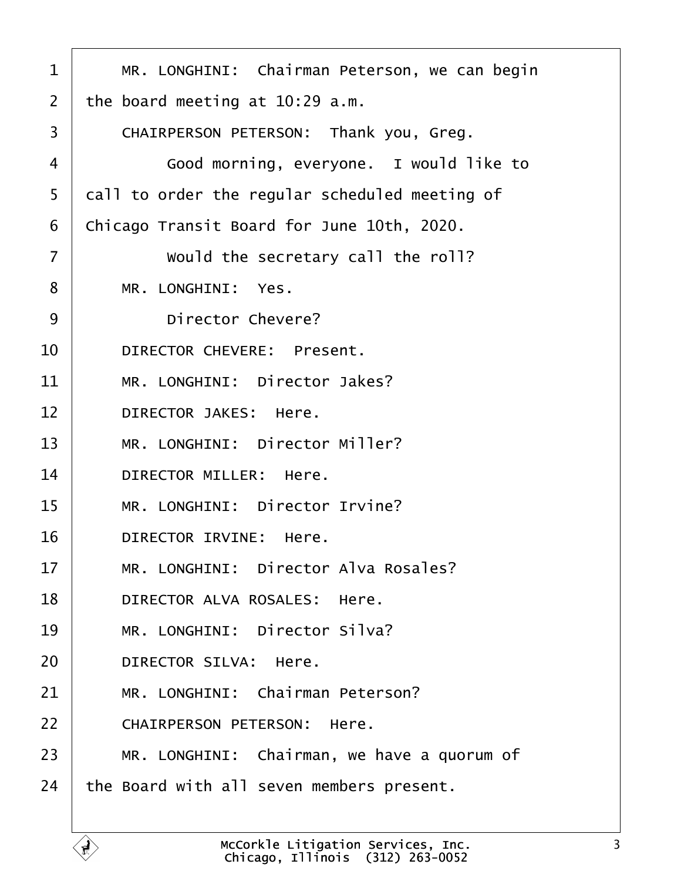MR. LONGHINI: Chairman Peterson, we can begin the board meeting at 10:29 a.m.

CHAIRPERSON PETERSON: Thank you, Greg.

Good morning, everyone. I would like to call to order the regular scheduled meeting of Chicago Transit Board for June 10th, 2020.

Would the secretary call the roll?

MR. LONGHINI: Yes.

Director Chevere?

DIRECTOR CHEVERE: Present.

MR. LONGHINI: Director Jakes?

DIRECTOR JAKES: Here.

MR. LONGHINI: Director Miller?

DIRECTOR MILLER: Here.

MR. LONGHINI: Director Irvine?

DIRECTOR IRVINE: Here.

MR. LONGHINI: Director Alva Rosales?

DIRECTOR ALVA ROSALES: Here.

MR. LONGHINI: Director Silva?

DIRECTOR SILVA: Here.

MR. LONGHINI: Chairman Peterson?

CHAIRPERSON PETERSON: Here.

MR. LONGHINI: Chairman, we have a quorum of the Board with all seven members present.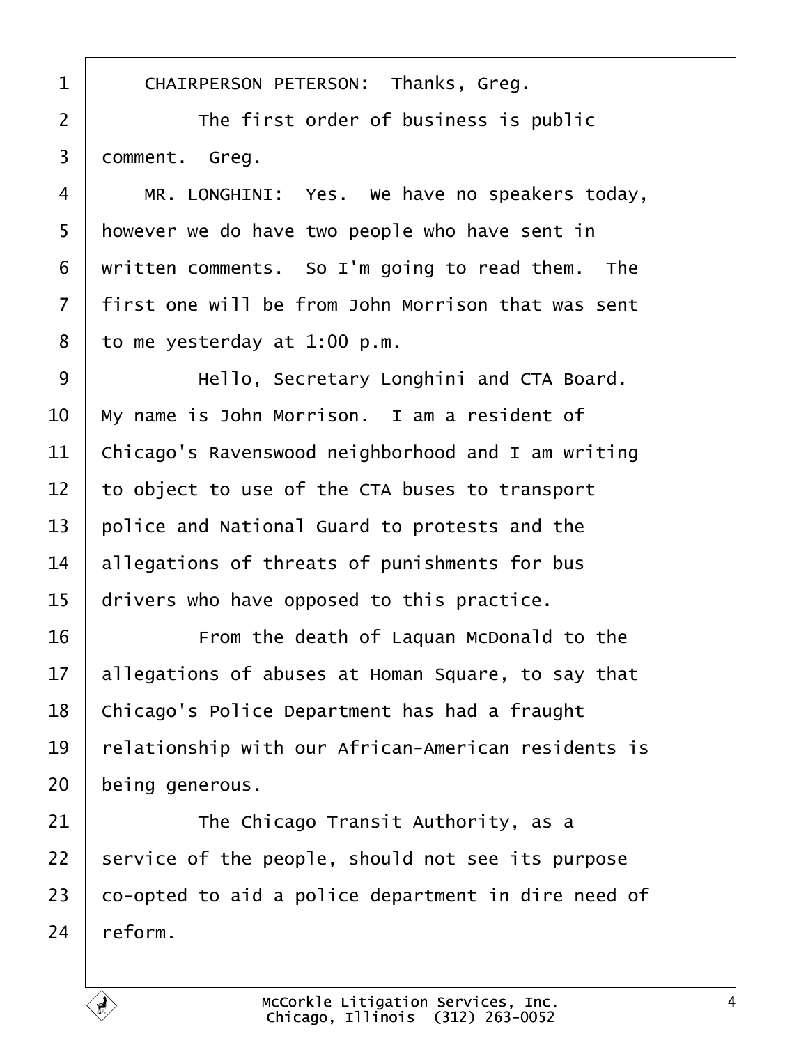CHAIRPERSON PETERSON: Thanks, Greg.

The first order of business is public comment. Greg.

MR. LONGHINI: Yes. We have no speakers today, however we do have two people who have sent in written comments. So I'm going to read them. The first one will be from John Morrison that was sent to me yesterday at 1:00 p.m.

Hello, Secretary Longhini and CTA Board. My name is John Morrison. I am a resident of Chicago's Ravenswood neighborhood and I am writing to object to use of the CTA buses to transport police and National Guard to protests and the allegations of threats of punishments for bus drivers who have opposed to this practice.

From the death of Laquan McDonald to the allegations of abuses at Homan Square, to say that Chicago's Police Department has had a fraught relationship with our African-American residents is being generous.

The Chicago Transit Authority, as a service of the people, should not see its purpose co-opted to aid a police department in dire need of reform.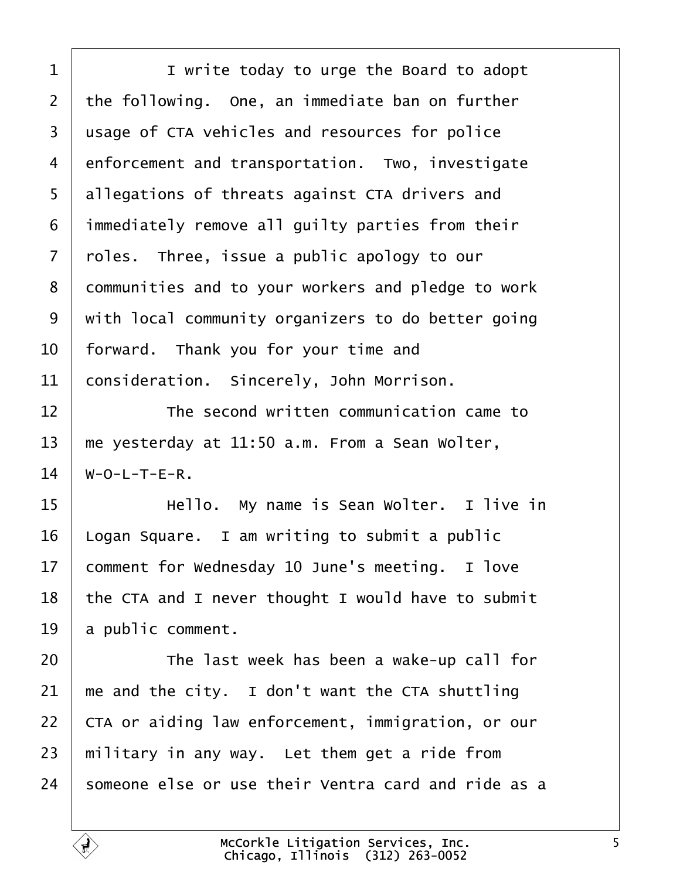I write today to urge the Board to adopt the following. One, an immediate ban on further usage of CTA vehicles and resources for police enforcement and transportation. Two, investigate allegations of threats against CTA drivers and immediately remove all guilty parties from their roles. Three, issue a public apology to our communities and to your workers and pledge to work with local community organizers to do better going forward. Thank you for your time and consideration. Sincerely, John Morrison.

The second written communication came to me yesterday at 11:50 a.m. From a Sean Wolter, W-O-L-T-E-R.

Hello. My name is Sean Wolter. I live in Logan Square. I am writing to submit a public comment for Wednesday 10 June's meeting. I love the CTA and I never thought I would have to submit a public comment.

The last week has been a wake-up call for me and the city. I don't want the CTA shuttling CTA or aiding law enforcement, immigration, or our military in any way. Let them get a ride from someone else or use their Ventra card and ride as a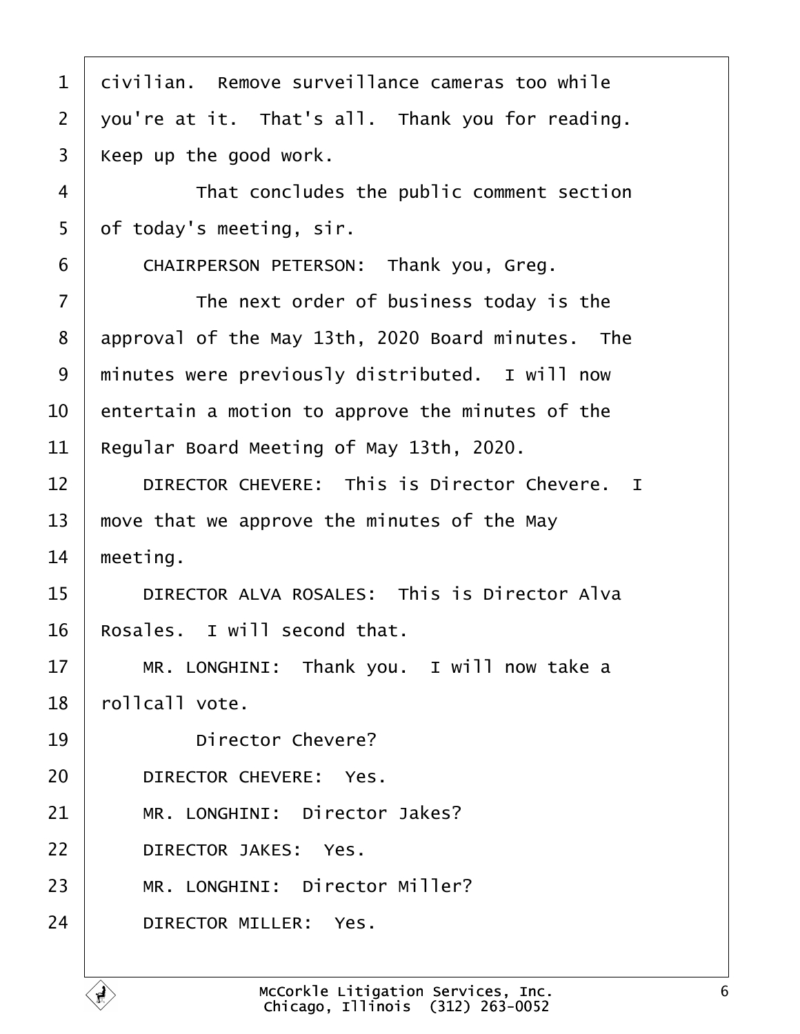civilian. Remove surveillance cameras too while you're at it. That's all. Thank you for reading. Keep up the good work.

That concludes the public comment section of today's meeting, sir.

CHAIRPERSON PETERSON: Thank you, Greg.

The next order of business today is the approval of the May 13th, 2020 Board minutes. The minutes were previously distributed. I will now entertain a motion to approve the minutes of the Regular Board Meeting of May 13th, 2020.

DIRECTOR CHEVERE: This is Director Chevere. I move that we approve the minutes of the May meeting.

DIRECTOR ALVA ROSALES: This is Director Alva Rosales. I will second that.

MR. LONGHINI: Thank you. I will now take a rollcall vote.

Director Chevere?

DIRECTOR CHEVERE: Yes.

MR. LONGHINI: Director Jakes?

DIRECTOR JAKES: Yes.

MR. LONGHINI: Director Miller?

DIRECTOR MILLER: Yes.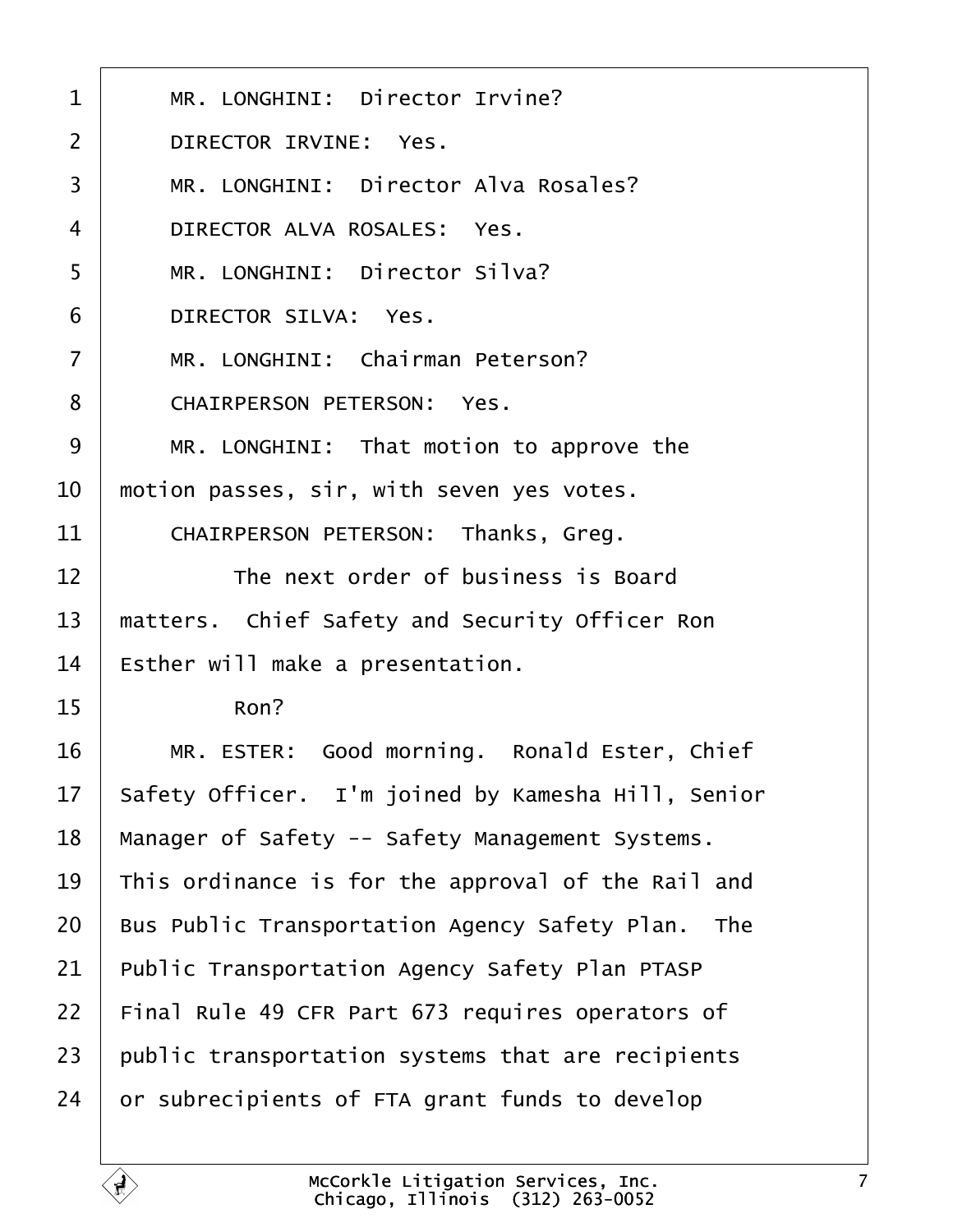1 MR. LONGHINI: Director Irvine?

2 DIRECTOR IRVINE: Yes.

3 MR. LONGHINI: Director Alva Rosales?

4 DIRECTOR ALVA ROSALES: Yes.

5 MR. LONGHINI: Director Silva?

6 DIRECTOR SILVA: Yes.

7 MR. LONGHINI: Chairman Peterson?

8 CHAIRPERSON PETERSON: Yes.

9 MR. LONGHINI: That motion to approve the

10 motion passes, sir, with seven yes votes.

11 CHAIRPERSON PETERSON: Thanks, Greg.

12 The next order of business is Board

13 matters. Chief Safety and Security Officer Ron

14 Esther will make a presentation.

15 Ron?

16 MR. ESTER: Good morning. Ronald Ester, Chief

17 Safety Officer. I'm joined by Kamesha Hill, Senior

18 Manager of Safety -- Safety Management Systems.

19 This ordinance is for the approval of the Rail and

20 Bus Public Transportation Agency Safety Plan. The

21 Public Transportation Agency Safety Plan PTASP

22 Final Rule 49 CFR Part 673 requires operators of

23 public transportation systems that are recipients

24 or subrecipients of FTA grant funds to develop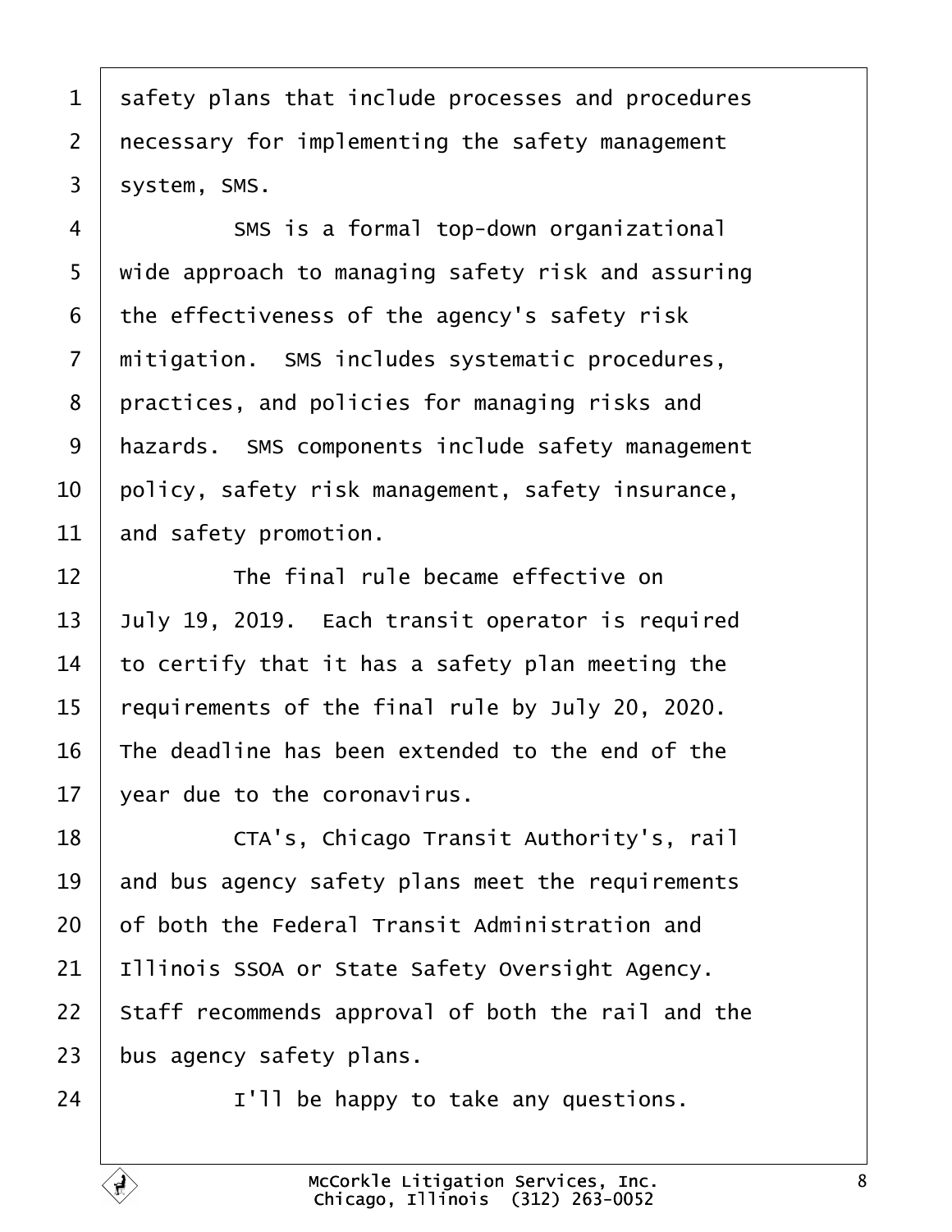safety plans that include processes and procedures necessary for implementing the safety management system, SMS.

SMS is a formal top-down organizational wide approach to managing safety risk and assuring the effectiveness of the agency's safety risk mitigation. SMS includes systematic procedures, practices, and policies for managing risks and hazards. SMS components include safety management policy, safety risk management, safety insurance, and safety promotion.

The final rule became effective on July 19, 2019. Each transit operator is required to certify that it has a safety plan meeting the requirements of the final rule by July 20, 2020. The deadline has been extended to the end of the year due to the coronavirus.

CTA's, Chicago Transit Authority's, rail and bus agency safety plans meet the requirements of both the Federal Transit Administration and Illinois SSOA or State Safety Oversight Agency. Staff recommends approval of both the rail and the bus agency safety plans.

I'll be happy to take any questions.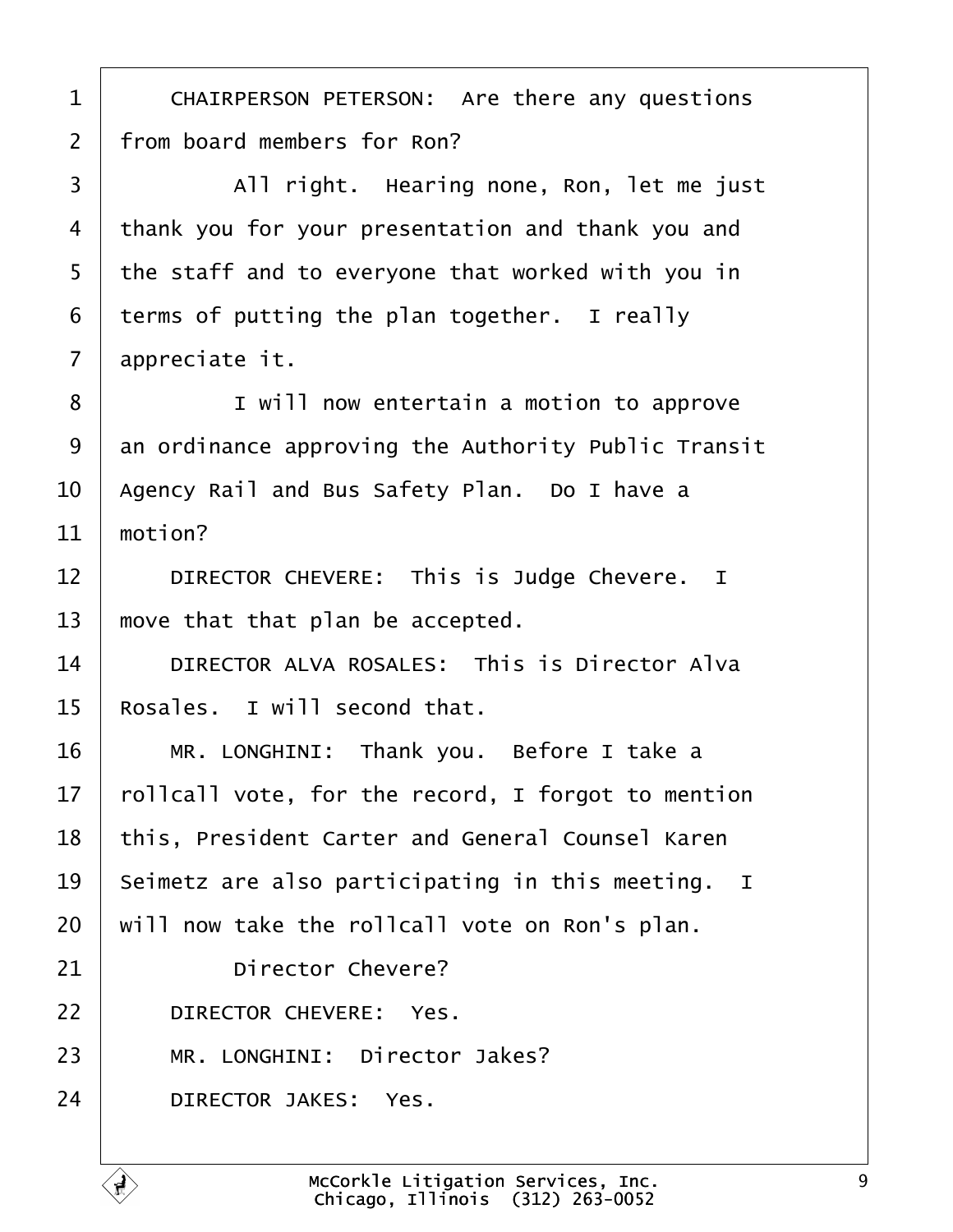1 CHAIRPERSON PETERSON: Are there any questions
2 from board members for Ron?
3 All right. Hearing none, Ron, let me just
4 thank you for your presentation and thank you and
5 the staff and to everyone that worked with you in
6 terms of putting the plan together. I really
7 appreciate it.
8 I will now entertain a motion to approve
9 an ordinance approving the Authority Public Transit
10 Agency Rail and Bus Safety Plan. Do I have a
11 motion?
12 DIRECTOR CHEVERE: This is Judge Chevere. I
13 move that that plan be accepted.
14 DIRECTOR ALVA ROSALES: This is Director Alva
15 Rosales. I will second that.
16 MR. LONGHINI: Thank you. Before I take a
17 rollcall vote, for the record, I forgot to mention
18 this, President Carter and General Counsel Karen
19 Seimetz are also participating in this meeting. I
20 will now take the rollcall vote on Ron's plan.
21 Director Chevere?
22 DIRECTOR CHEVERE: Yes.
23 MR. LONGHINI: Director Jakes?
24 DIRECTOR JAKES: Yes.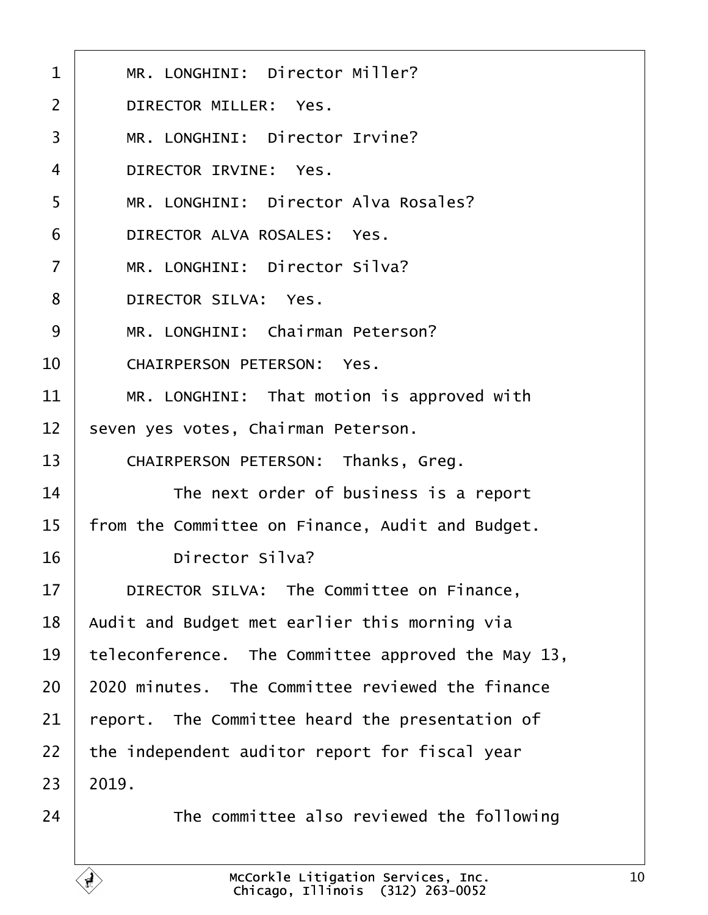MR. LONGHINI: Director Miller?

DIRECTOR MILLER: Yes.

MR. LONGHINI: Director Irvine?

DIRECTOR IRVINE: Yes.

MR. LONGHINI: Director Alva Rosales?

DIRECTOR ALVA ROSALES: Yes.

MR. LONGHINI: Director Silva?

DIRECTOR SILVA: Yes.

MR. LONGHINI: Chairman Peterson?

CHAIRPERSON PETERSON: Yes.

MR. LONGHINI: That motion is approved with seven yes votes, Chairman Peterson.

CHAIRPERSON PETERSON: Thanks, Greg.

The next order of business is a report from the Committee on Finance, Audit and Budget.

Director Silva?

DIRECTOR SILVA: The Committee on Finance, Audit and Budget met earlier this morning via teleconference. The Committee approved the May 13, 2020 minutes. The Committee reviewed the finance report. The Committee heard the presentation of the independent auditor report for fiscal year 2019.

The committee also reviewed the following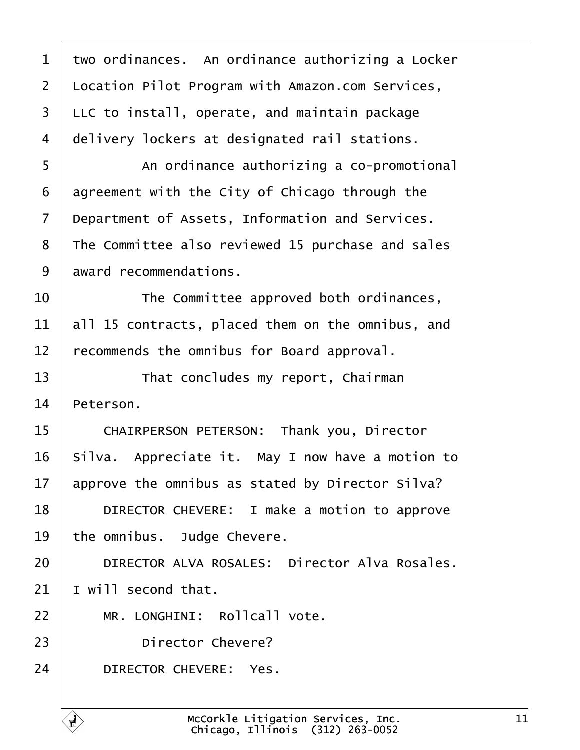two ordinances. An ordinance authorizing a Locker Location Pilot Program with Amazon.com Services, LLC to install, operate, and maintain package delivery lockers at designated rail stations.

An ordinance authorizing a co-promotional agreement with the City of Chicago through the Department of Assets, Information and Services. The Committee also reviewed 15 purchase and sales award recommendations.

The Committee approved both ordinances, all 15 contracts, placed them on the omnibus, and recommends the omnibus for Board approval.

That concludes my report, Chairman Peterson.

CHAIRPERSON PETERSON: Thank you, Director Silva. Appreciate it. May I now have a motion to approve the omnibus as stated by Director Silva?

DIRECTOR CHEVERE: I make a motion to approve the omnibus. Judge Chevere.

DIRECTOR ALVA ROSALES: Director Alva Rosales. I will second that.

MR. LONGHINI: Rollcall vote.

Director Chevere?

DIRECTOR CHEVERE: Yes.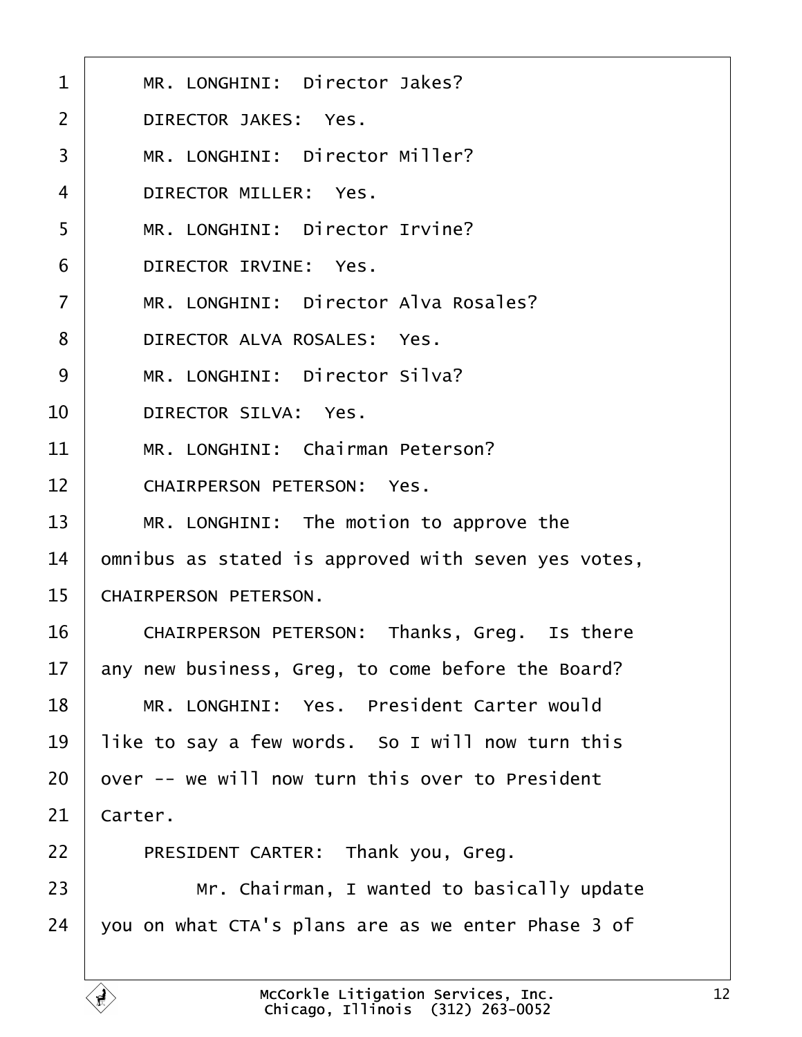1 MR. LONGHINI: Director Jakes?

2 DIRECTOR JAKES: Yes.

3 MR. LONGHINI: Director Miller?

4 DIRECTOR MILLER: Yes.

5 MR. LONGHINI: Director Irvine?

6 DIRECTOR IRVINE: Yes.

7 MR. LONGHINI: Director Alva Rosales?

8 DIRECTOR ALVA ROSALES: Yes.

9 MR. LONGHINI: Director Silva?

10 DIRECTOR SILVA: Yes.

11 MR. LONGHINI: Chairman Peterson?

12 CHAIRPERSON PETERSON: Yes.

13 MR. LONGHINI: The motion to approve the

14 omnibus as stated is approved with seven yes votes,

15 CHAIRPERSON PETERSON.

16 CHAIRPERSON PETERSON: Thanks, Greg. Is there

17 any new business, Greg, to come before the Board?

18 MR. LONGHINI: Yes. President Carter would

19 like to say a few words. So I will now turn this

20 over -- we will now turn this over to President

21 Carter.

22 PRESIDENT CARTER: Thank you, Greg.

23 Mr. Chairman, I wanted to basically update

24 you on what CTA's plans are as we enter Phase 3 of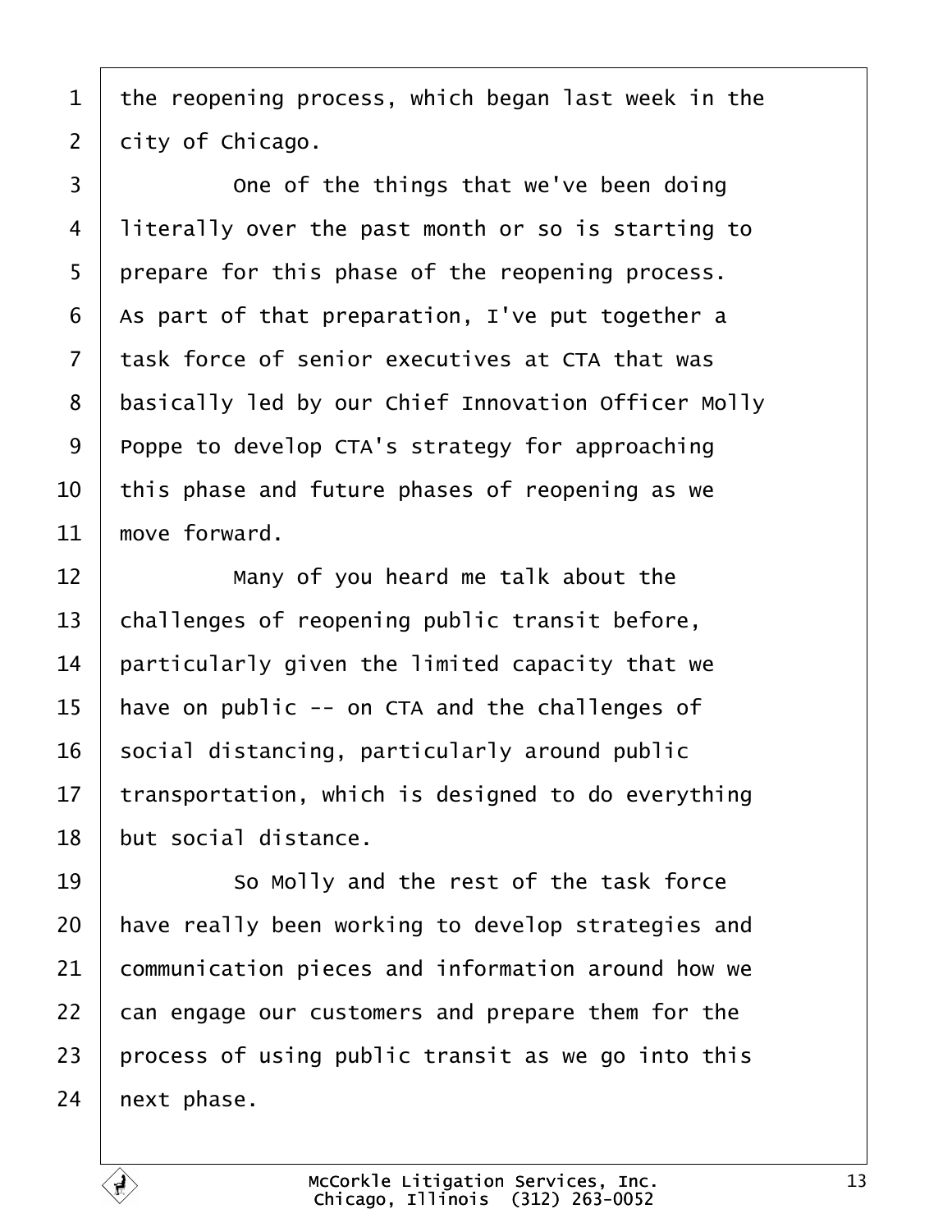the reopening process, which began last week in the city of Chicago.

One of the things that we've been doing literally over the past month or so is starting to prepare for this phase of the reopening process. As part of that preparation, I've put together a task force of senior executives at CTA that was basically led by our Chief Innovation Officer Molly Poppe to develop CTA's strategy for approaching this phase and future phases of reopening as we move forward.

Many of you heard me talk about the challenges of reopening public transit before, particularly given the limited capacity that we have on public -- on CTA and the challenges of social distancing, particularly around public transportation, which is designed to do everything but social distance.

So Molly and the rest of the task force have really been working to develop strategies and communication pieces and information around how we can engage our customers and prepare them for the process of using public transit as we go into this next phase.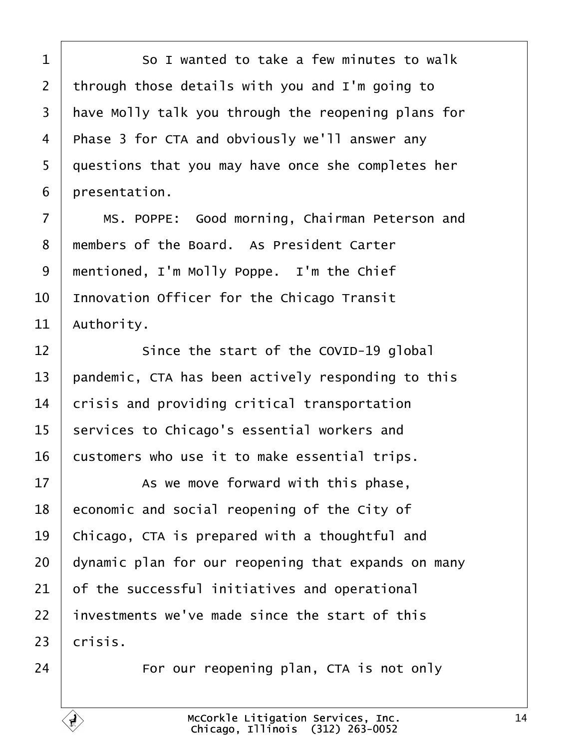So I wanted to take a few minutes to walk through those details with you and I'm going to have Molly talk you through the reopening plans for Phase 3 for CTA and obviously we'll answer any questions that you may have once she completes her presentation.

MS. POPPE: Good morning, Chairman Peterson and members of the Board. As President Carter mentioned, I'm Molly Poppe. I'm the Chief Innovation Officer for the Chicago Transit Authority.

Since the start of the COVID-19 global pandemic, CTA has been actively responding to this crisis and providing critical transportation services to Chicago's essential workers and customers who use it to make essential trips.

As we move forward with this phase, economic and social reopening of the City of Chicago, CTA is prepared with a thoughtful and dynamic plan for our reopening that expands on many of the successful initiatives and operational investments we've made since the start of this crisis.

For our reopening plan, CTA is not only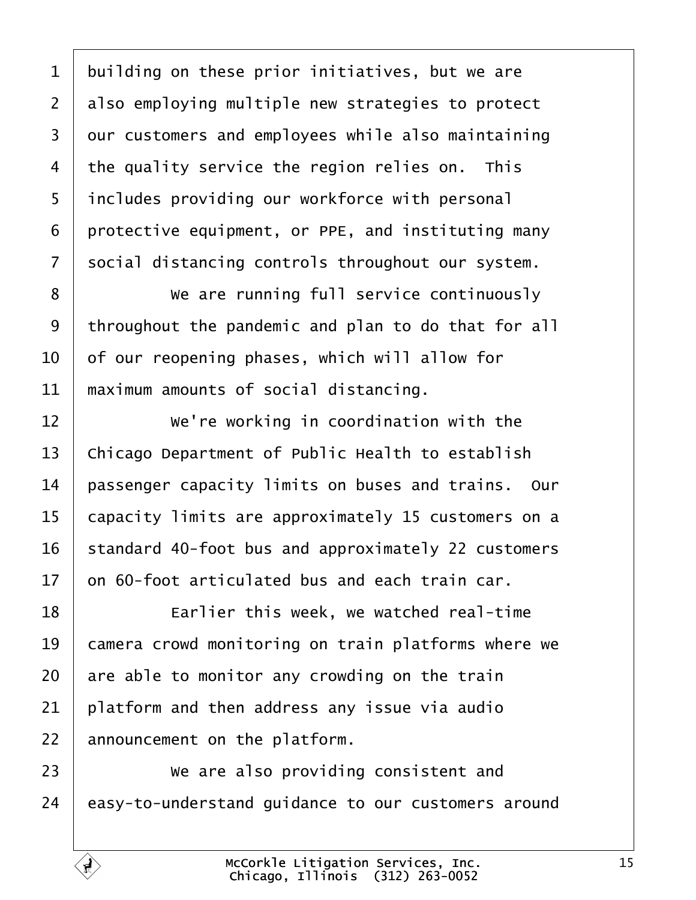building on these prior initiatives, but we are also employing multiple new strategies to protect our customers and employees while also maintaining the quality service the region relies on. This includes providing our workforce with personal protective equipment, or PPE, and instituting many social distancing controls throughout our system.

We are running full service continuously throughout the pandemic and plan to do that for all of our reopening phases, which will allow for maximum amounts of social distancing.

We're working in coordination with the Chicago Department of Public Health to establish passenger capacity limits on buses and trains. Our capacity limits are approximately 15 customers on a standard 40-foot bus and approximately 22 customers on 60-foot articulated bus and each train car.

Earlier this week, we watched real-time camera crowd monitoring on train platforms where we are able to monitor any crowding on the train platform and then address any issue via audio announcement on the platform.

We are also providing consistent and easy-to-understand guidance to our customers around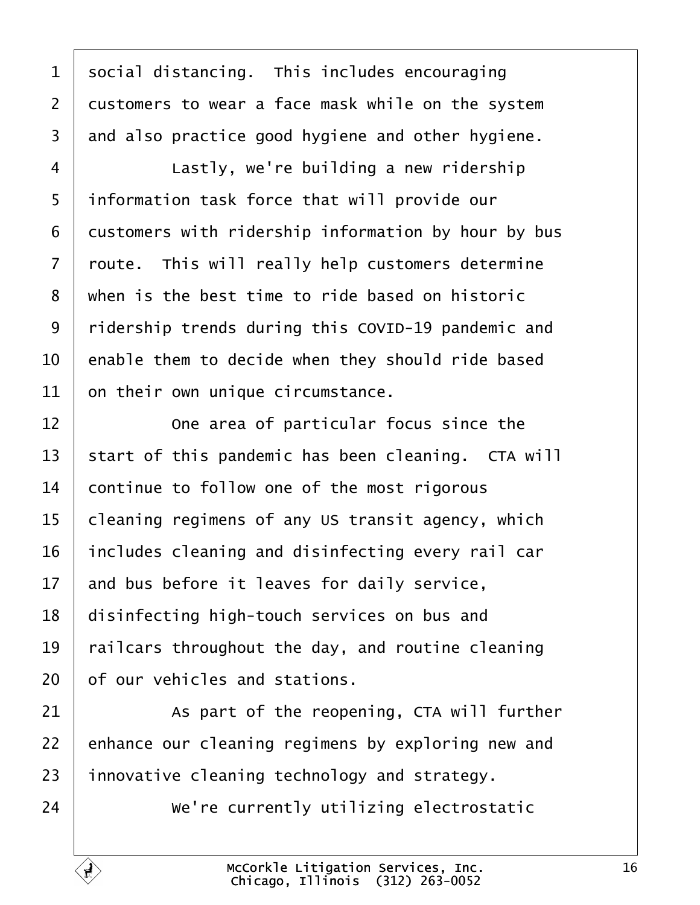1 social distancing. This includes encouraging
2 customers to wear a face mask while on the system
3 and also practice good hygiene and other hygiene.
4 Lastly, we're building a new ridership
5 information task force that will provide our
6 customers with ridership information by hour by bus
7 route. This will really help customers determine
8 when is the best time to ride based on historic
9 ridership trends during this COVID-19 pandemic and
10 enable them to decide when they should ride based
11 on their own unique circumstance.
12 One area of particular focus since the
13 start of this pandemic has been cleaning. CTA will
14 continue to follow one of the most rigorous
15 cleaning regimens of any US transit agency, which
16 includes cleaning and disinfecting every rail car
17 and bus before it leaves for daily service,
18 disinfecting high-touch services on bus and
19 railcars throughout the day, and routine cleaning
20 of our vehicles and stations.
21 As part of the reopening, CTA will further
22 enhance our cleaning regimens by exploring new and
23 innovative cleaning technology and strategy.
24 We're currently utilizing electrostatic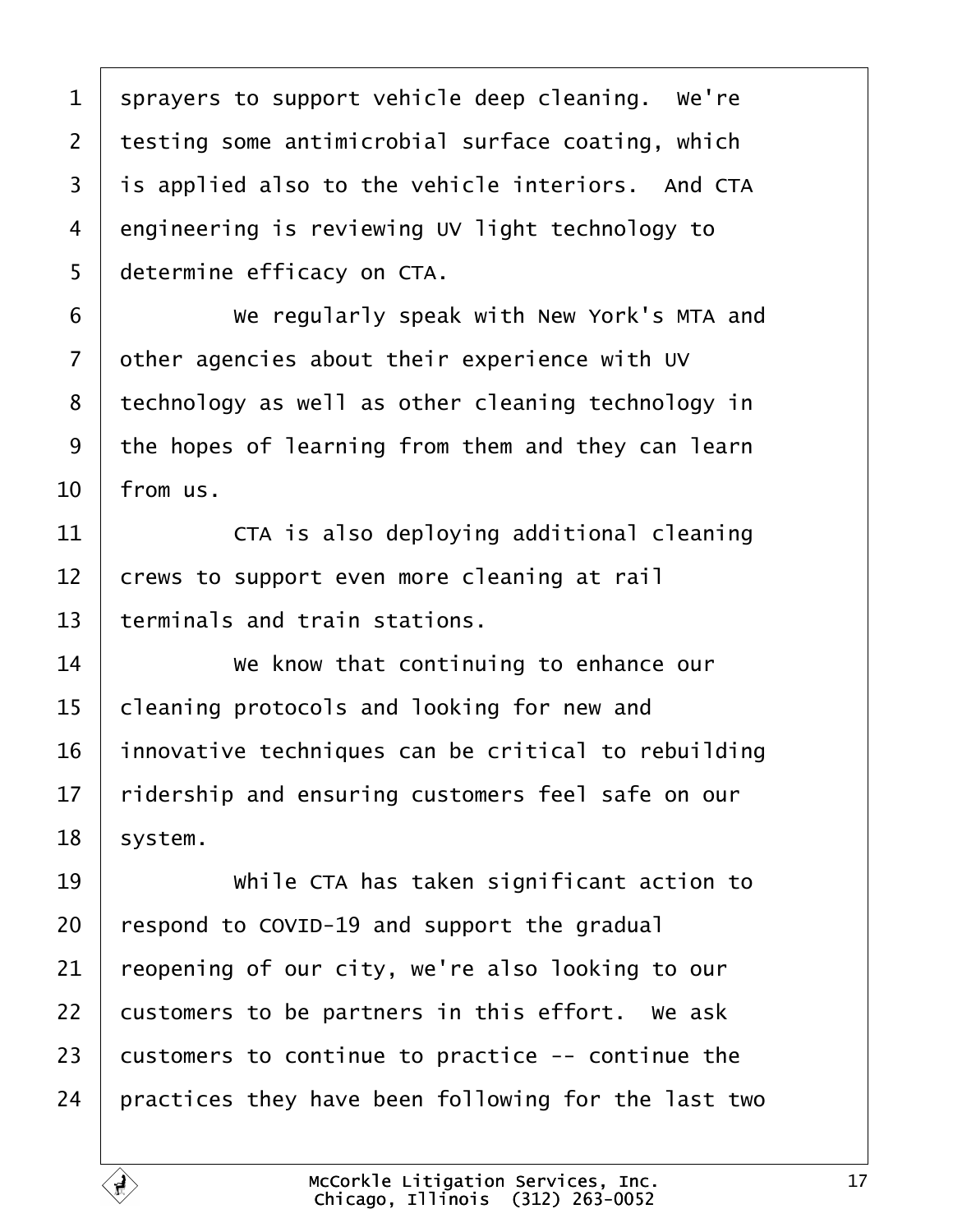sprayers to support vehicle deep cleaning. We're testing some antimicrobial surface coating, which is applied also to the vehicle interiors. And CTA engineering is reviewing UV light technology to determine efficacy on CTA.

We regularly speak with New York's MTA and other agencies about their experience with UV technology as well as other cleaning technology in the hopes of learning from them and they can learn from us.

CTA is also deploying additional cleaning crews to support even more cleaning at rail terminals and train stations.

We know that continuing to enhance our cleaning protocols and looking for new and innovative techniques can be critical to rebuilding ridership and ensuring customers feel safe on our system.

While CTA has taken significant action to respond to COVID-19 and support the gradual reopening of our city, we're also looking to our customers to be partners in this effort. We ask customers to continue to practice -- continue the practices they have been following for the last two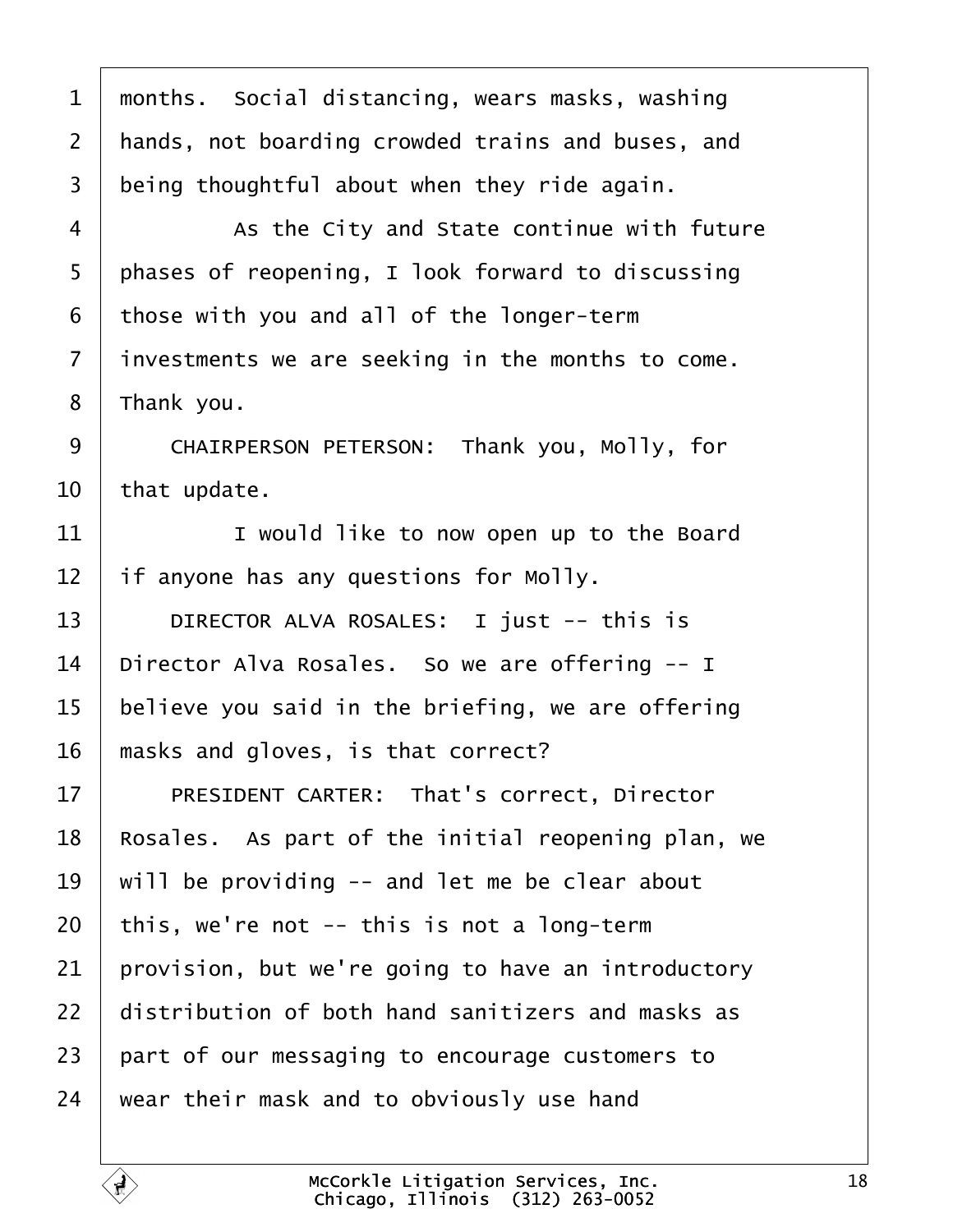months. Social distancing, wears masks, washing hands, not boarding crowded trains and buses, and being thoughtful about when they ride again.

As the City and State continue with future phases of reopening, I look forward to discussing those with you and all of the longer-term investments we are seeking in the months to come. Thank you.

CHAIRPERSON PETERSON: Thank you, Molly, for that update.

I would like to now open up to the Board if anyone has any questions for Molly.

DIRECTOR ALVA ROSALES: I just -- this is Director Alva Rosales. So we are offering -- I believe you said in the briefing, we are offering masks and gloves, is that correct?

PRESIDENT CARTER: That's correct, Director Rosales. As part of the initial reopening plan, we will be providing -- and let me be clear about this, we're not -- this is not a long-term provision, but we're going to have an introductory distribution of both hand sanitizers and masks as part of our messaging to encourage customers to wear their mask and to obviously use hand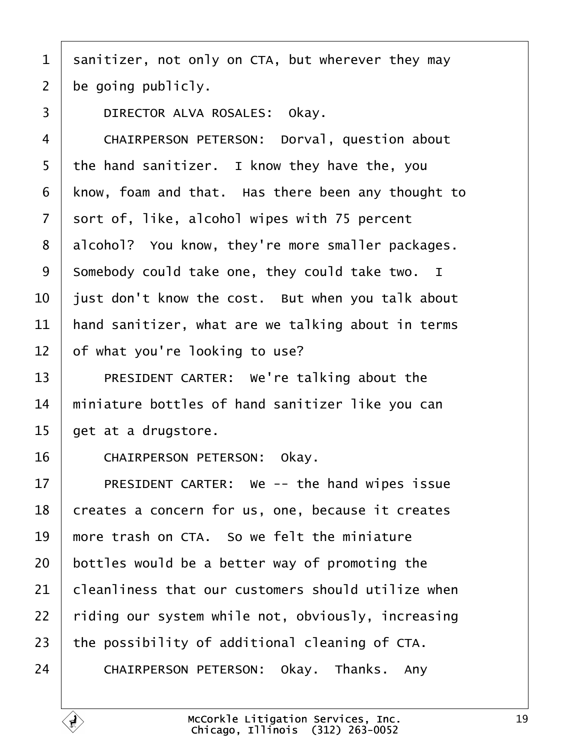sanitizer, not only on CTA, but wherever they may be going publicly.

DIRECTOR ALVA ROSALES: Okay.

CHAIRPERSON PETERSON: Dorval, question about the hand sanitizer. I know they have the, you know, foam and that. Has there been any thought to sort of, like, alcohol wipes with 75 percent alcohol? You know, they're more smaller packages. Somebody could take one, they could take two. I just don't know the cost. But when you talk about hand sanitizer, what are we talking about in terms of what you're looking to use?

PRESIDENT CARTER: We're talking about the miniature bottles of hand sanitizer like you can get at a drugstore.

CHAIRPERSON PETERSON: Okay.

PRESIDENT CARTER: We -- the hand wipes issue creates a concern for us, one, because it creates more trash on CTA. So we felt the miniature bottles would be a better way of promoting the cleanliness that our customers should utilize when riding our system while not, obviously, increasing the possibility of additional cleaning of CTA.

CHAIRPERSON PETERSON: Okay. Thanks. Any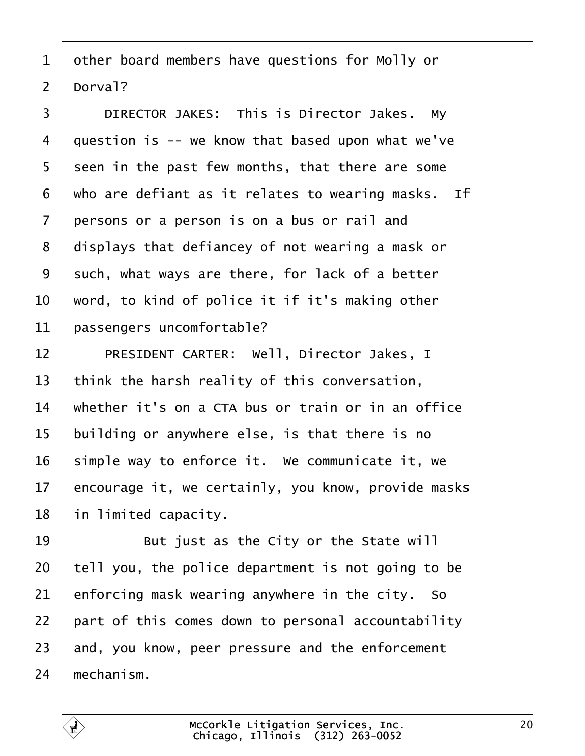other board members have questions for Molly or Dorval?

DIRECTOR JAKES: This is Director Jakes. My question is -- we know that based upon what we've seen in the past few months, that there are some who are defiant as it relates to wearing masks. If persons or a person is on a bus or rail and displays that defiancey of not wearing a mask or such, what ways are there, for lack of a better word, to kind of police it if it's making other passengers uncomfortable?

PRESIDENT CARTER: Well, Director Jakes, I think the harsh reality of this conversation, whether it's on a CTA bus or train or in an office building or anywhere else, is that there is no simple way to enforce it. We communicate it, we encourage it, we certainly, you know, provide masks in limited capacity.

But just as the City or the State will tell you, the police department is not going to be enforcing mask wearing anywhere in the city. So part of this comes down to personal accountability and, you know, peer pressure and the enforcement mechanism.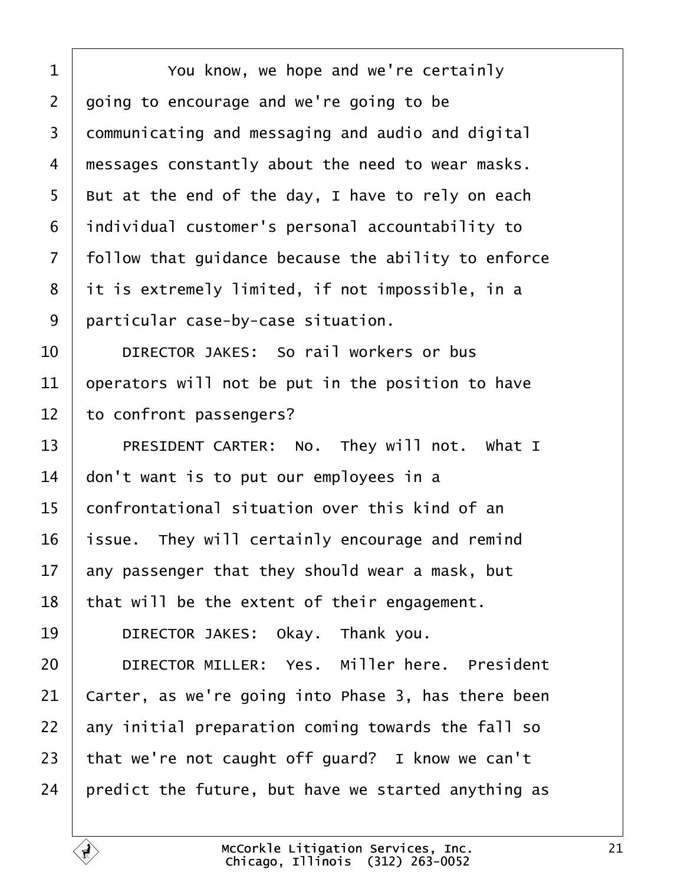1 You know, we hope and we're certainly
2 going to encourage and we're going to be
3 communicating and messaging and audio and digital
4 messages constantly about the need to wear masks.
5 But at the end of the day, I have to rely on each
6 individual customer's personal accountability to
7 follow that guidance because the ability to enforce
8 it is extremely limited, if not impossible, in a
9 particular case-by-case situation.
10 DIRECTOR JAKES: So rail workers or bus
11 operators will not be put in the position to have
12 to confront passengers?
13 PRESIDENT CARTER: No. They will not. What I
14 don't want is to put our employees in a
15 confrontational situation over this kind of an
16 issue. They will certainly encourage and remind
17 any passenger that they should wear a mask, but
18 that will be the extent of their engagement.
19 DIRECTOR JAKES: Okay. Thank you.
20 DIRECTOR MILLER: Yes. Miller here. President
21 Carter, as we're going into Phase 3, has there been
22 any initial preparation coming towards the fall so
23 that we're not caught off guard? I know we can't
24 predict the future, but have we started anything as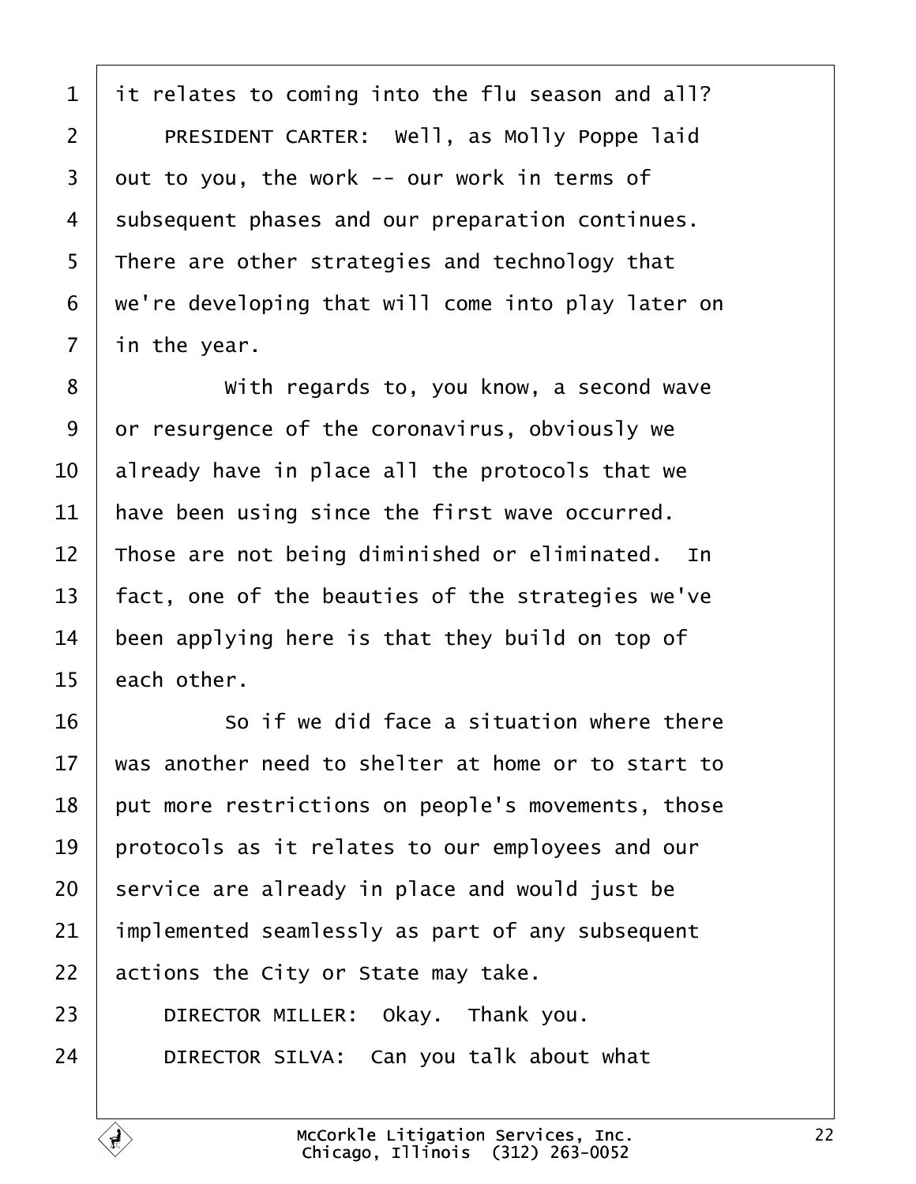it relates to coming into the flu season and all?

PRESIDENT CARTER: Well, as Molly Poppe laid out to you, the work -- our work in terms of subsequent phases and our preparation continues. There are other strategies and technology that we're developing that will come into play later on in the year.

With regards to, you know, a second wave or resurgence of the coronavirus, obviously we already have in place all the protocols that we have been using since the first wave occurred. Those are not being diminished or eliminated. In fact, one of the beauties of the strategies we've been applying here is that they build on top of each other.

So if we did face a situation where there was another need to shelter at home or to start to put more restrictions on people's movements, those protocols as it relates to our employees and our service are already in place and would just be implemented seamlessly as part of any subsequent actions the City or State may take.

DIRECTOR MILLER: Okay. Thank you.

DIRECTOR SILVA: Can you talk about what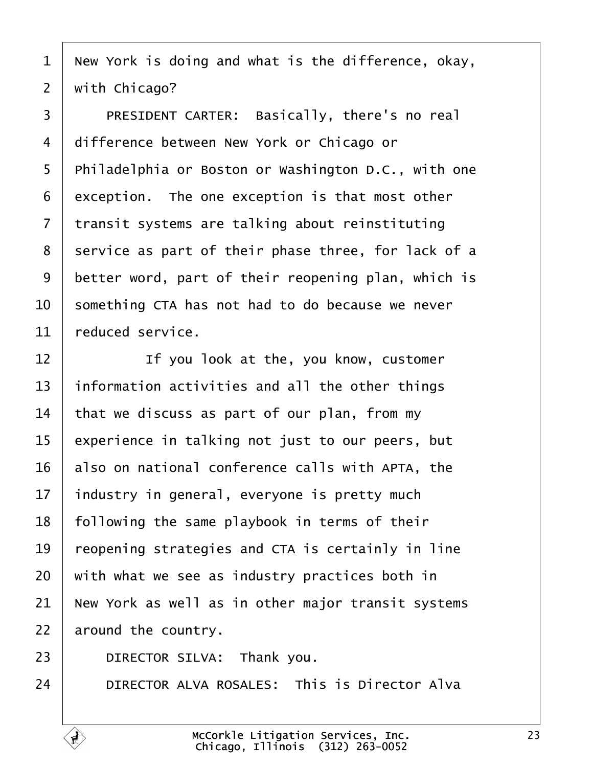New York is doing and what is the difference, okay, with Chicago?

PRESIDENT CARTER: Basically, there's no real difference between New York or Chicago or Philadelphia or Boston or Washington D.C., with one exception. The one exception is that most other transit systems are talking about reinstituting service as part of their phase three, for lack of a better word, part of their reopening plan, which is something CTA has not had to do because we never reduced service.

If you look at the, you know, customer information activities and all the other things that we discuss as part of our plan, from my experience in talking not just to our peers, but also on national conference calls with APTA, the industry in general, everyone is pretty much following the same playbook in terms of their reopening strategies and CTA is certainly in line with what we see as industry practices both in New York as well as in other major transit systems around the country.

DIRECTOR SILVA: Thank you.

DIRECTOR ALVA ROSALES: This is Director Alva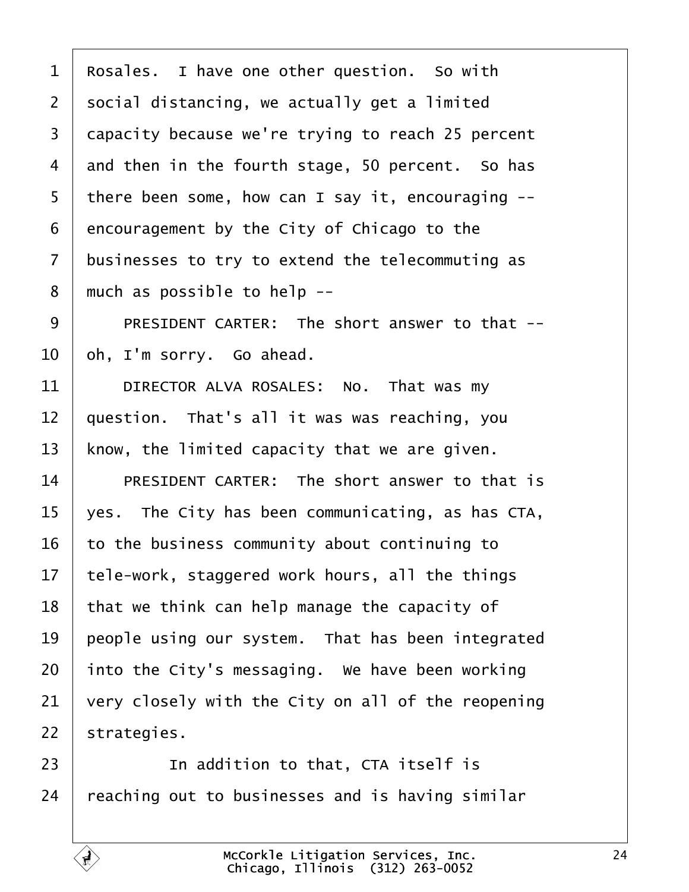Rosales. I have one other question. So with social distancing, we actually get a limited capacity because we're trying to reach 25 percent and then in the fourth stage, 50 percent. So has there been some, how can I say it, encouraging -- encouragement by the City of Chicago to the businesses to try to extend the telecommuting as much as possible to help --

PRESIDENT CARTER: The short answer to that -- oh, I'm sorry. Go ahead.

DIRECTOR ALVA ROSALES: No. That was my question. That's all it was was reaching, you know, the limited capacity that we are given.

PRESIDENT CARTER: The short answer to that is yes. The City has been communicating, as has CTA, to the business community about continuing to tele-work, staggered work hours, all the things that we think can help manage the capacity of people using our system. That has been integrated into the City's messaging. We have been working very closely with the City on all of the reopening strategies.

In addition to that, CTA itself is reaching out to businesses and is having similar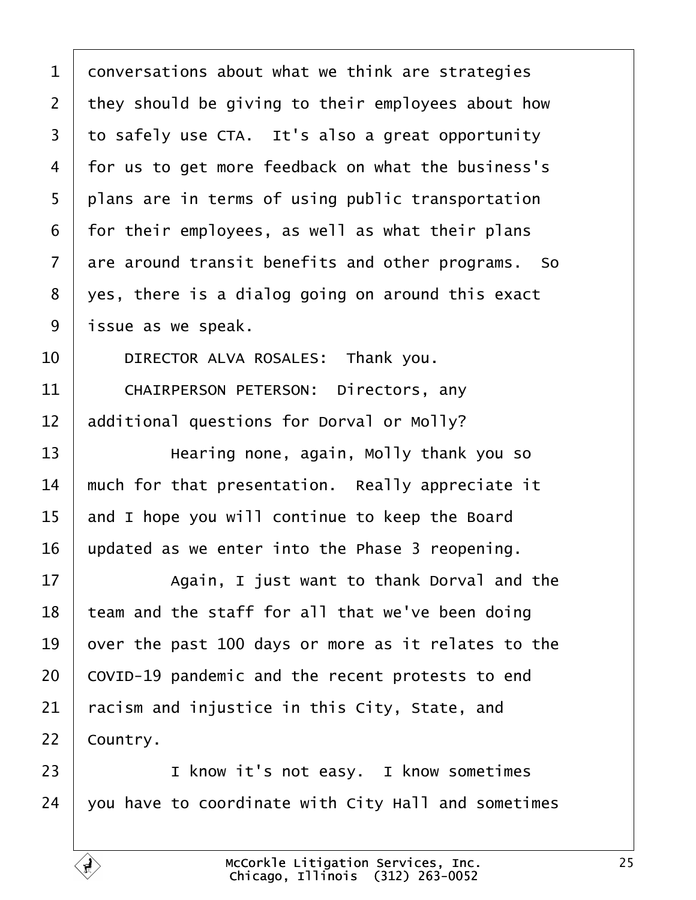1 conversations about what we think are strategies
2 they should be giving to their employees about how
3 to safely use CTA. It's also a great opportunity
4 for us to get more feedback on what the business's
5 plans are in terms of using public transportation
6 for their employees, as well as what their plans
7 are around transit benefits and other programs. So
8 yes, there is a dialog going on around this exact
9 issue as we speak.
10 DIRECTOR ALVA ROSALES: Thank you.
11 CHAIRPERSON PETERSON: Directors, any
12 additional questions for Dorval or Molly?
13 Hearing none, again, Molly thank you so
14 much for that presentation. Really appreciate it
15 and I hope you will continue to keep the Board
16 updated as we enter into the Phase 3 reopening.
17 Again, I just want to thank Dorval and the
18 team and the staff for all that we've been doing
19 over the past 100 days or more as it relates to the
20 COVID-19 pandemic and the recent protests to end
21 racism and injustice in this City, State, and
22 Country.
23 I know it's not easy. I know sometimes
24 you have to coordinate with City Hall and sometimes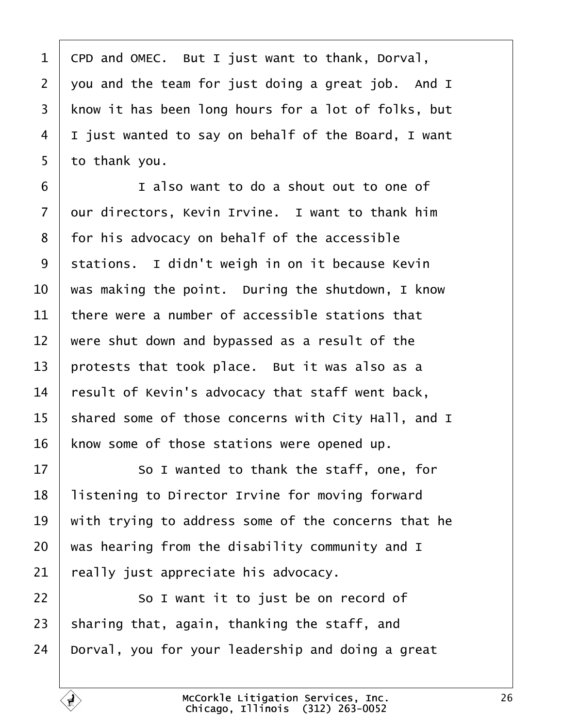1 CPD and OMEC. But I just want to thank, Dorval,
2 you and the team for just doing a great job. And I
3 know it has been long hours for a lot of folks, but
4 I just wanted to say on behalf of the Board, I want
5 to thank you.
6 I also want to do a shout out to one of
7 our directors, Kevin Irvine. I want to thank him
8 for his advocacy on behalf of the accessible
9 stations. I didn't weigh in on it because Kevin
10 was making the point. During the shutdown, I know
11 there were a number of accessible stations that
12 were shut down and bypassed as a result of the
13 protests that took place. But it was also as a
14 result of Kevin's advocacy that staff went back,
15 shared some of those concerns with City Hall, and I
16 know some of those stations were opened up.
17 So I wanted to thank the staff, one, for
18 listening to Director Irvine for moving forward
19 with trying to address some of the concerns that he
20 was hearing from the disability community and I
21 really just appreciate his advocacy.
22 So I want it to just be on record of
23 sharing that, again, thanking the staff, and
24 Dorval, you for your leadership and doing a great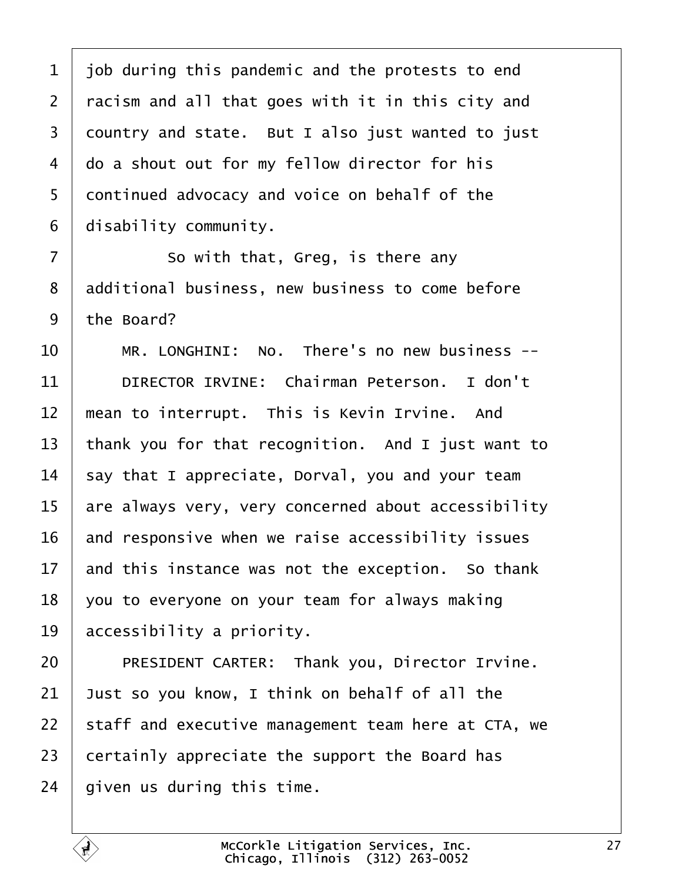job during this pandemic and the protests to end racism and all that goes with it in this city and country and state. But I also just wanted to just do a shout out for my fellow director for his continued advocacy and voice on behalf of the disability community.

So with that, Greg, is there any additional business, new business to come before the Board?

MR. LONGHINI: No. There's no new business --

DIRECTOR IRVINE: Chairman Peterson. I don't mean to interrupt. This is Kevin Irvine. And thank you for that recognition. And I just want to say that I appreciate, Dorval, you and your team are always very, very concerned about accessibility and responsive when we raise accessibility issues and this instance was not the exception. So thank you to everyone on your team for always making accessibility a priority.

PRESIDENT CARTER: Thank you, Director Irvine. Just so you know, I think on behalf of all the staff and executive management team here at CTA, we certainly appreciate the support the Board has given us during this time.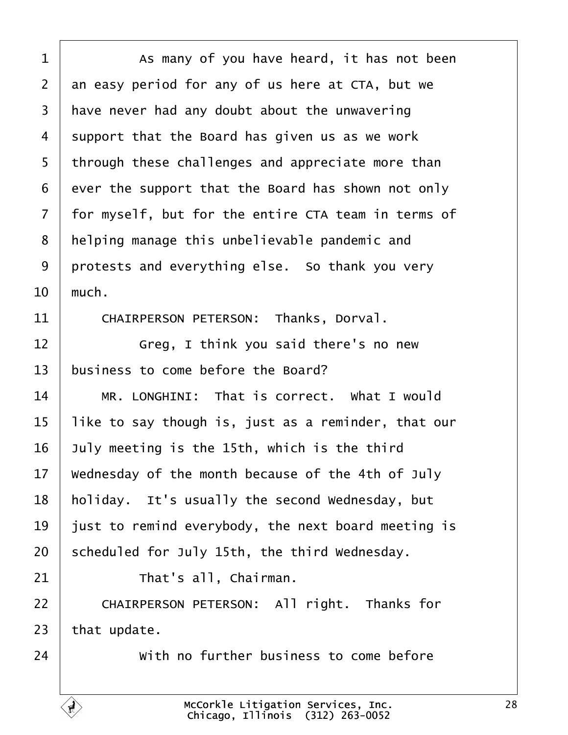As many of you have heard, it has not been an easy period for any of us here at CTA, but we have never had any doubt about the unwavering support that the Board has given us as we work through these challenges and appreciate more than ever the support that the Board has shown not only for myself, but for the entire CTA team in terms of helping manage this unbelievable pandemic and protests and everything else. So thank you very much.

CHAIRPERSON PETERSON: Thanks, Dorval.

Greg, I think you said there's no new business to come before the Board?

MR. LONGHINI: That is correct. What I would like to say though is, just as a reminder, that our July meeting is the 15th, which is the third Wednesday of the month because of the 4th of July holiday. It's usually the second Wednesday, but just to remind everybody, the next board meeting is scheduled for July 15th, the third Wednesday.

That's all, Chairman.

CHAIRPERSON PETERSON: All right. Thanks for that update.

With no further business to come before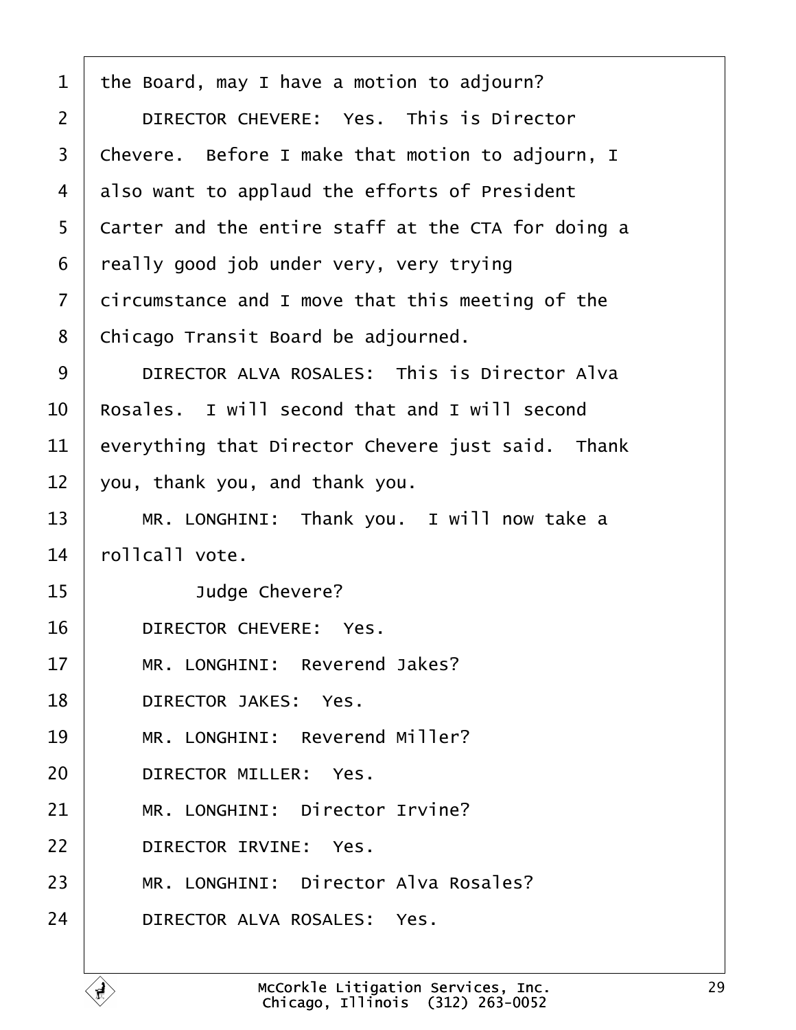1 the Board, may I have a motion to adjourn?

2 DIRECTOR CHEVERE: Yes. This is Director

3 Chevere. Before I make that motion to adjourn, I

4 also want to applaud the efforts of President

5 Carter and the entire staff at the CTA for doing a

6 really good job under very, very trying

7 circumstance and I move that this meeting of the

8 Chicago Transit Board be adjourned.

9 DIRECTOR ALVA ROSALES: This is Director Alva

10 Rosales. I will second that and I will second

11 everything that Director Chevere just said. Thank

12 you, thank you, and thank you.

13 MR. LONGHINI: Thank you. I will now take a

14 rollcall vote.

15 Judge Chevere?

16 DIRECTOR CHEVERE: Yes.

17 MR. LONGHINI: Reverend Jakes?

18 DIRECTOR JAKES: Yes.

19 MR. LONGHINI: Reverend Miller?

20 DIRECTOR MILLER: Yes.

21 MR. LONGHINI: Director Irvine?

22 DIRECTOR IRVINE: Yes.

23 MR. LONGHINI: Director Alva Rosales?

24 DIRECTOR ALVA ROSALES: Yes.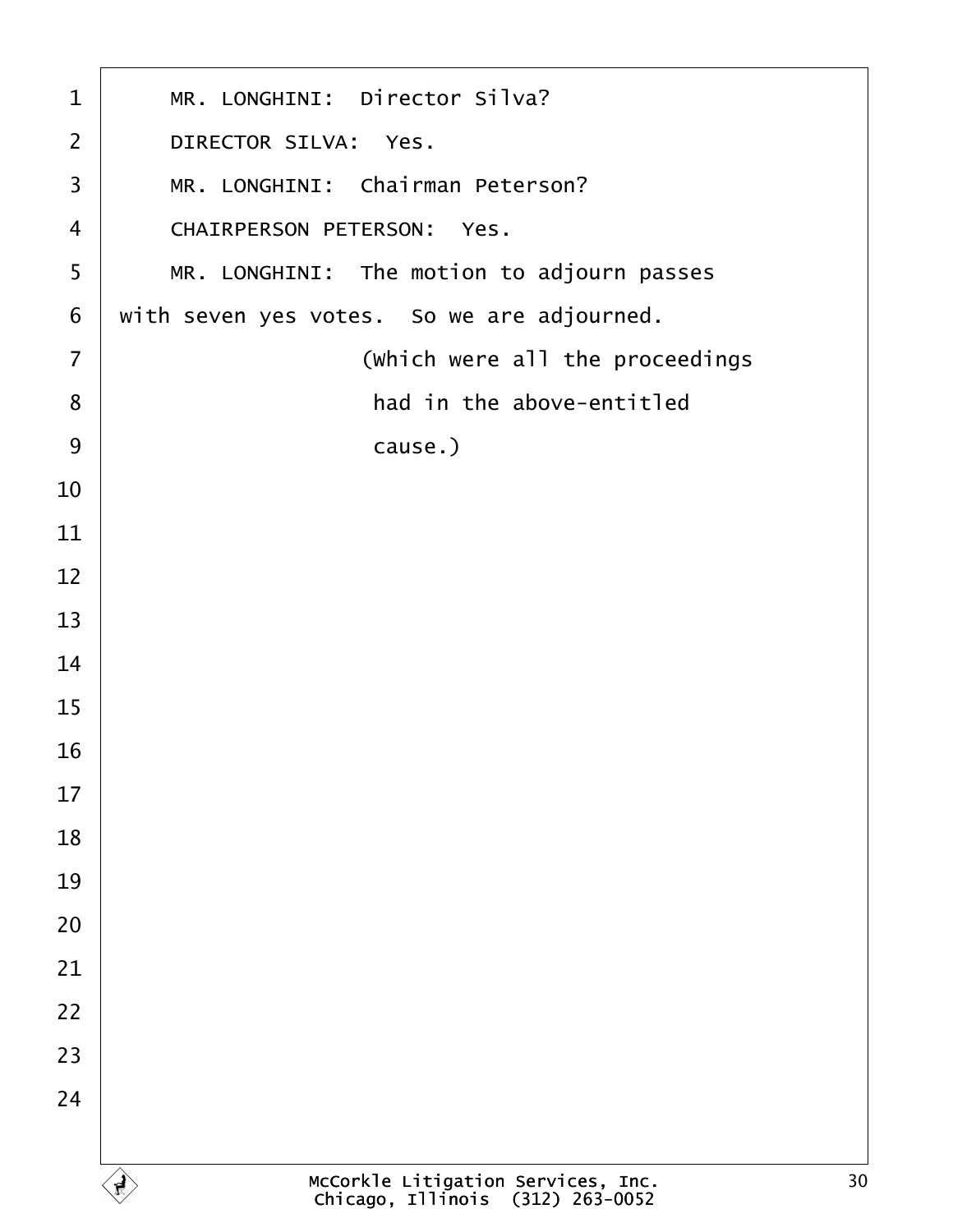MR. LONGHINI: Director Silva?

DIRECTOR SILVA: Yes.

MR. LONGHINI: Chairman Peterson?

CHAIRPERSON PETERSON: Yes.

MR. LONGHINI: The motion to adjourn passes with seven yes votes. So we are adjourned.

(Which were all the proceedings had in the above-entitled cause.)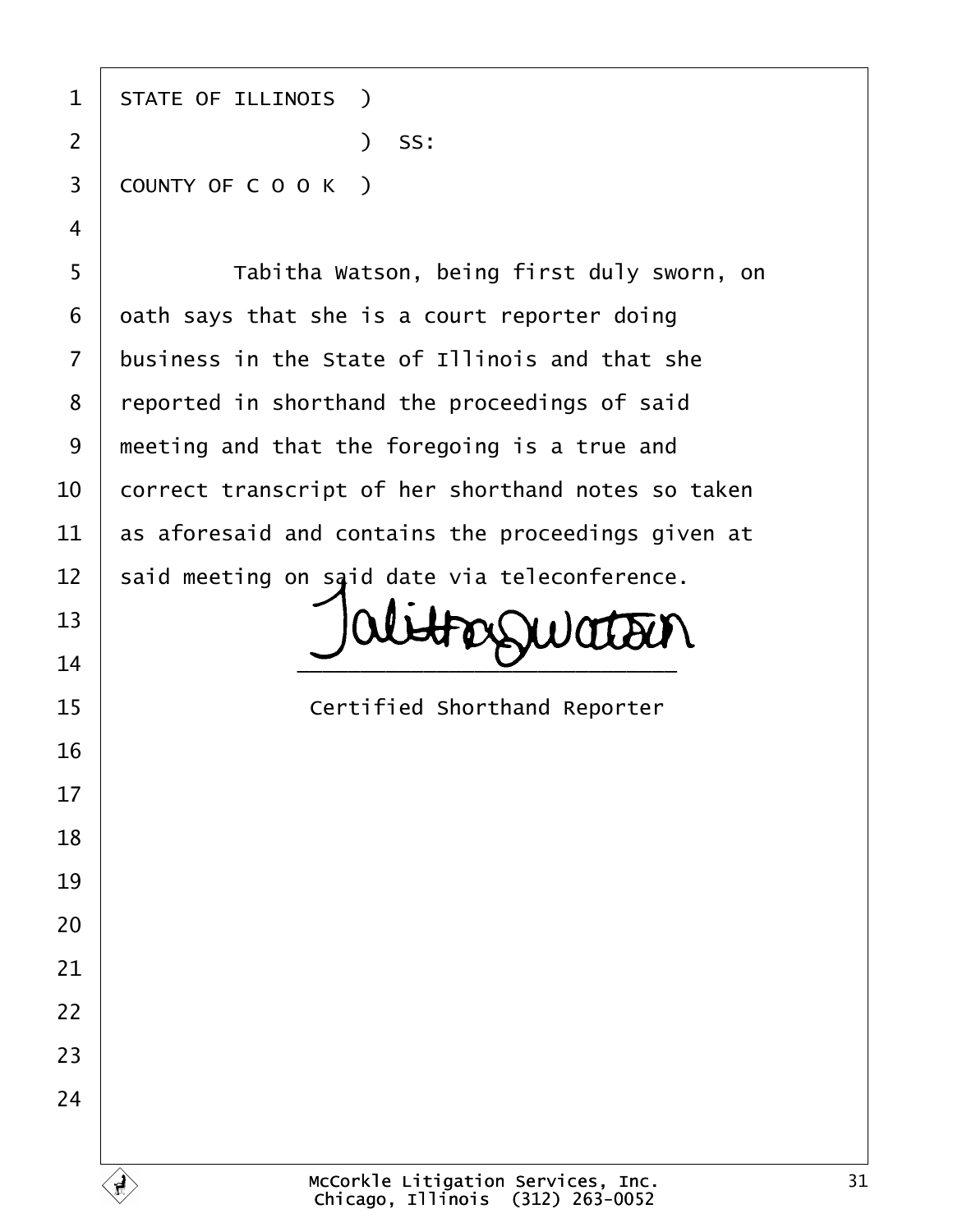STATE OF ILLINOIS )
                  ) SS:
COUNTY OF C O O K )

Tabitha Watson, being first duly sworn, on oath says that she is a court reporter doing business in the State of Illinois and that she reported in shorthand the proceedings of said meeting and that the foregoing is a true and correct transcript of her shorthand notes so taken as aforesaid and contains the proceedings given at said meeting on said date via teleconference.

Tabitha Watson

\_\_\_\_\_\_\_\_\_\_\_\_\_\_\_\_\_\_\_\_\_\_\_\_\_\_\_\_\_\_

Certified Shorthand Reporter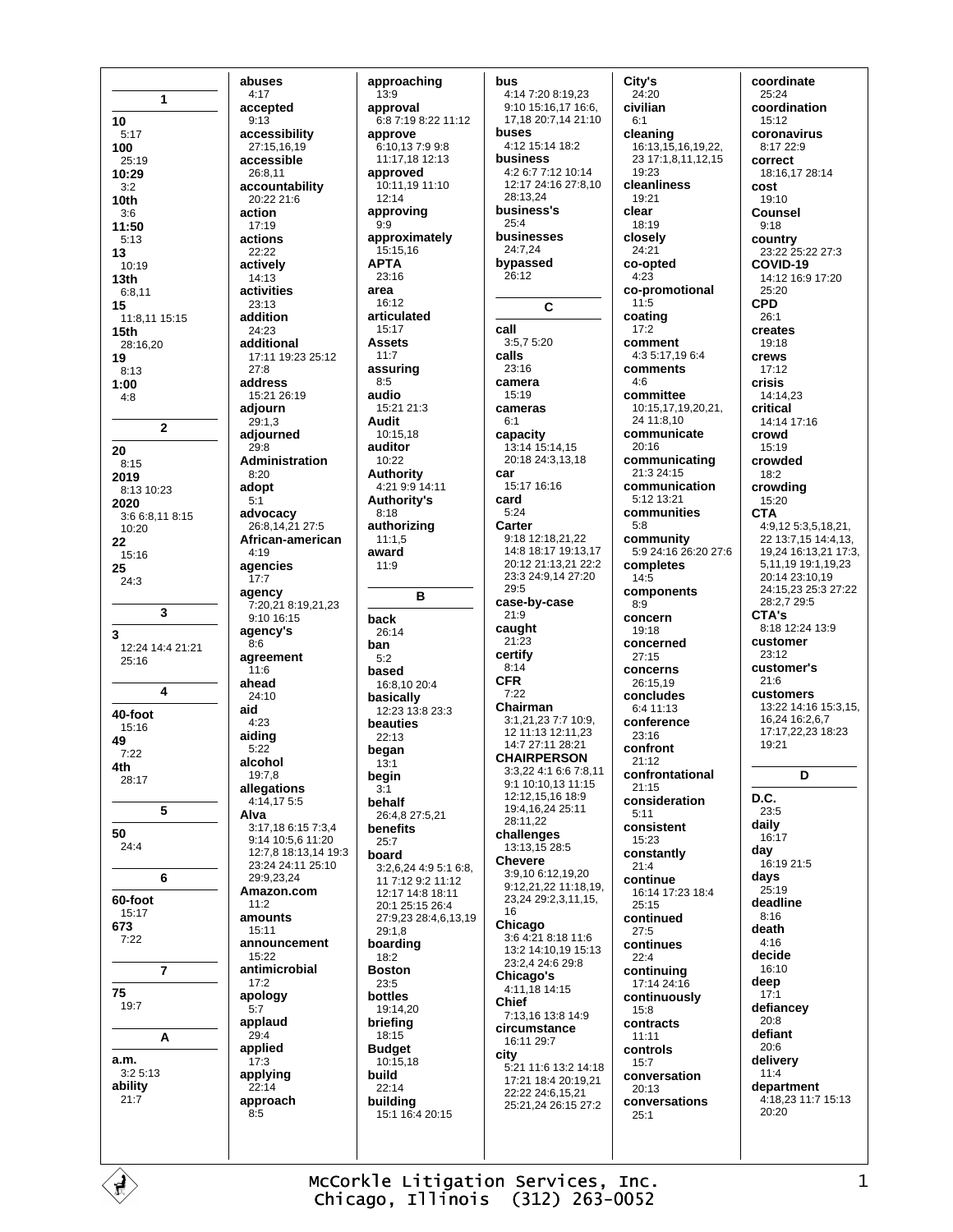**1**

**10**
5:17
**100**
25:19
**10:29**
3:2
**10th**
3:6
**11:50**
5:13
**13**
10:19
**13th**
6:8,11
**15**
11:8,11 15:15
**15th**
28:16,20
**19**
8:13
**1:00**
4:8

**2**

**20**
8:15
**2019**
8:13 10:23
**2020**
3:6 6:8,11 8:15
10:20
**22**
15:16
**25**
24:3

**3**

**3**
12:24 14:4 21:21
25:16

**4**

**40-foot**
15:16
**49**
7:22
**4th**
28:17

**5**

**50**
24:4

**6**

**60-foot**
15:17
**673**
7:22

**7**

**75**
19:7

**A**

**a.m.**
3:2 5:13
**ability**
21:7
**abuses**
4:17
**accepted**
9:13
**accessibility**
27:15,16,19
**accessible**
26:8,11
**accountability**
20:22 21:6
**action**
17:19
**actions**
22:22
**actively**
14:13
**activities**
23:13
**addition**
24:23
**additional**
17:11 19:23 25:12
27:8
**address**
15:21 26:19
**adjourn**
29:1,3
**adjourned**
29:8
**Administration**
8:20
**adopt**
5:1
**advocacy**
26:8,14,21 27:5
**African-american**
4:19
**agencies**
17:7
**agency**
7:20,21 8:19,21,23
9:10 16:15
**agency's**
8:6
**agreement**
11:6
**ahead**
24:10
**aid**
4:23
**aiding**
5:22
**alcohol**
19:7,8
**allegations**
4:14,17 5:5
**Alva**
3:17,18 6:15 7:3,4
9:14 10:5,6 11:20
12:7,8 18:13,14 19:3
23:24 24:11 25:10
29:9,23,24
**Amazon.com**
11:2
**amounts**
15:11
**announcement**
15:22
**antimicrobial**
17:2
**apology**
5:7
**applaud**
29:4
**applied**
17:3
**applying**
22:14
**approach**
8:5
**approaching**
13:9
**approval**
6:8 7:19 8:22 11:12
**approve**
6:10,13 7:9 9:8
11:17,18 12:13
**approved**
10:11,19 11:10
12:14
**approving**
9:9
**approximately**
15:15,16
**APTA**
23:16
**area**
16:12
**articulated**
15:17
**Assets**
11:7
**assuring**
8:5
**audio**
15:21 21:3
**Audit**
10:15,18
**auditor**
10:22
**Authority**
4:21 9:9 14:11
**Authority's**
8:18
**authorizing**
11:1,5
**award**
11:9

**B**

**back**
26:14
**ban**
5:2
**based**
16:8,10 20:4
**basically**
12:23 13:8 23:3
**beauties**
22:13
**began**
13:1
**begin**
3:1
**behalf**
26:4,8 27:5,21
**benefits**
25:7
**board**
3:2,6,24 4:9 5:1 6:8,
11 7:12 9:2 11:12
12:17 14:8 18:11
20:1 25:15 26:4
27:9,23 28:4,6,13,19
29:1,8
**boarding**
18:2
**Boston**
23:5
**bottles**
19:14,20
**briefing**
18:15
**Budget**
10:15,18
**build**
22:14
**building**
15:1 16:4 20:15
**bus**
4:14 7:20 8:19,23
9:10 15:16,17 16:6,
17,18 20:7,14 21:10
**buses**
4:12 15:14 18:2
**business**
4:2 6:7 7:12 10:14
12:17 24:16 27:8,10
28:13,24
**business's**
25:4
**businesses**
24:7,24
**bypassed**
26:12

**C**

**call**
3:5,7 5:20
**calls**
23:16
**camera**
15:19
**cameras**
6:1
**capacity**
13:14 15:14,15
20:18 24:3,13,18
**car**
15:17 16:16
**card**
5:24
**Carter**
9:18 12:18,21,22
14:8 18:17 19:13,17
20:12 21:13,21 22:2
23:3 24:9,14 27:20
29:5
**case-by-case**
21:9
**caught**
21:23
**certify**
8:14
**CFR**
7:22
**Chairman**
3:1,21,23 7:7 10:9,
12 11:13 12:11,23
14:7 27:11 28:21
**CHAIRPERSON**
3:3,22 4:1 6:6 7:8,11
9:1 10:10,13 11:15
12:12,15,16 18:9
19:4,16,24 25:11
28:11,22
**challenges**
13:13,15 28:5
**Chevere**
3:9,10 6:12,19,20
9:12,21,22 11:18,19,
23,24 29:2,3,11,15,
16
**Chicago**
3:6 4:21 8:18 11:6
13:2 14:10,19 15:13
23:2,4 24:6 29:8
**Chicago's**
4:11,18 14:15
**Chief**
7:13,16 13:8 14:9
**circumstance**
16:11 29:7
**city**
5:21 11:6 13:2 14:18
17:21 18:4 20:19,21
22:22 24:6,15,21
25:21,24 26:15 27:2
**City's**
24:20
**civilian**
6:1
**cleaning**
16:13,15,16,19,22,
23 17:1,8,11,12,15
19:23
**cleanliness**
19:21
**clear**
18:19
**closely**
24:21
**co-opted**
4:23
**co-promotional**
11:5
**coating**
17:2
**comment**
4:3 5:17,19 6:4
**comments**
4:6
**committee**
10:15,17,19,20,21,
24 11:8,10
**communicate**
20:16
**communicating**
21:3 24:15
**communication**
5:12 13:21
**communities**
5:8
**community**
5:9 24:16 26:20 27:6
**completes**
14:5
**components**
8:9
**concern**
19:18
**concerned**
27:15
**concerns**
26:15,19
**concludes**
6:4 11:13
**conference**
23:16
**confront**
21:12
**confrontational**
21:15
**consideration**
5:11
**consistent**
15:23
**constantly**
21:4
**continue**
16:14 17:23 18:4
25:15
**continued**
27:5
**continues**
22:4
**continuing**
17:14 24:16
**continuously**
15:8
**contracts**
11:11
**controls**
15:7
**conversation**
20:13
**conversations**
25:1
**coordinate**
25:24
**coordination**
15:12
**coronavirus**
8:17 22:9
**correct**
18:16,17 28:14
**cost**
19:10
**Counsel**
9:18
**country**
23:22 25:22 27:3
**COVID-19**
14:12 16:9 17:20
25:20
**CPD**
26:1
**creates**
19:18
**crews**
17:12
**crisis**
14:14,23
**critical**
14:14 17:16
**crowd**
15:19
**crowded**
18:2
**crowding**
15:20
**CTA**
4:9,12 5:3,5,18,21,
22 13:7,15 14:4,13,
19,24 16:13,21 17:3,
5,11,19 19:1,19,23
20:14 23:10,19
24:15,23 25:3 27:22
28:2,7 29:5
**CTA's**
8:18 12:24 13:9
**customer**
23:12
**customer's**
21:6
**customers**
13:22 14:16 15:3,15,
16,24 16:2,6,7
17:17,22,23 18:23
19:21

**D**

**D.C.**
23:5
**daily**
16:17
**day**
16:19 21:5
**days**
25:19
**deadline**
8:16
**death**
4:16
**decide**
16:10
**deep**
17:1
**defiancey**
20:8
**defiant**
20:6
**delivery**
11:4
**department**
4:18,23 11:7 15:13
20:20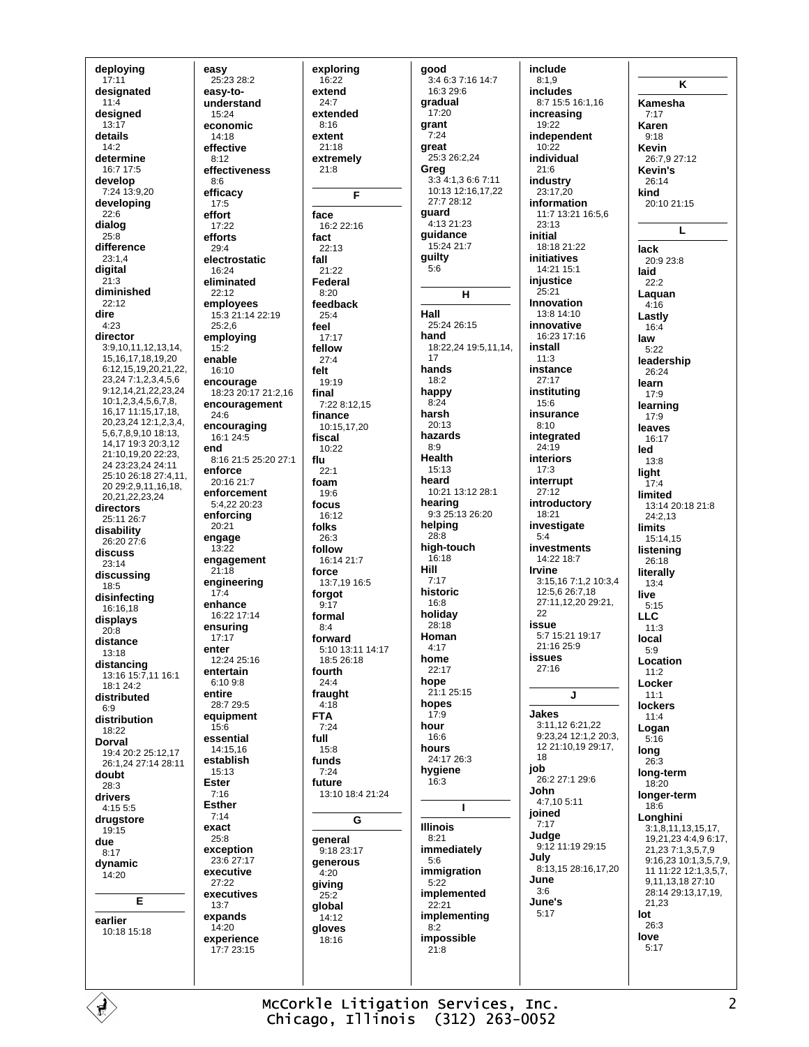**deploying**
17:11
**designated**
11:4
**designed**
13:17
**details**
14:2
**determine**
16:7 17:5
**develop**
7:24 13:9,20
**developing**
22:6
**dialog**
25:8
**difference**
23:1,4
**digital**
21:3
**diminished**
22:12
**dire**
4:23
**director**
3:9,10,11,12,13,14, 15,16,17,18,19,20 6:12,15,19,20,21,22, 23,24 7:1,2,3,4,5,6 9:12,14,21,22,23,24 10:1,2,3,4,5,6,7,8, 16,17 11:15,17,18, 20,23,24 12:1,2,3,4, 5,6,7,8,9,10 18:13, 14,17 19:3 20:3,12 21:10,19,20 22:23, 24 23:23,24 24:11 25:10 26:18 27:4,11, 20 29:2,9,11,16,18, 20,21,22,23,24
**directors**
25:11 26:7
**disability**
26:20 27:6
**discuss**
23:14
**discussing**
18:5
**disinfecting**
16:16,18
**displays**
20:8
**distance**
13:18
**distancing**
13:16 15:7,11 16:1 18:1 24:2
**distributed**
6:9
**distribution**
18:22
**Dorval**
19:4 20:2 25:12,17 26:1,24 27:14 28:11
**doubt**
28:3
**drivers**
4:15 5:5
**drugstore**
19:15
**due**
8:17
**dynamic**
14:20

## E

**earlier**
10:18 15:18
**easy**
25:23 28:2
**easy-to-understand**
15:24
**economic**
14:18
**effective**
8:12
**effectiveness**
8:6
**efficacy**
17:5
**effort**
17:22
**efforts**
29:4
**electrostatic**
16:24
**eliminated**
22:12
**employees**
15:3 21:14 22:19 25:2,6
**employing**
15:2
**enable**
16:10
**encourage**
18:23 20:17 21:2,16
**encouragement**
24:6
**encouraging**
16:1 24:5
**end**
8:16 21:5 25:20 27:1
**enforce**
20:16 21:7
**enforcement**
5:4,22 20:23
**enforcing**
20:21
**engage**
13:22
**engagement**
21:18
**engineering**
17:4
**enhance**
16:22 17:14
**ensuring**
17:17
**enter**
12:24 25:16
**entertain**
6:10 9:8
**entire**
28:7 29:5
**equipment**
15:6
**essential**
14:15,16
**establish**
15:13
**Ester**
7:16
**Esther**
7:14
**exact**
25:8
**exception**
23:6 27:17
**executive**
27:22
**executives**
13:7
**expands**
14:20
**experience**
17:7 23:15
**exploring**
16:22
**extend**
24:7
**extended**
8:16
**extent**
21:18
**extremely**
21:8

## F

**face**
16:2 22:16
**fact**
22:13
**fall**
21:22
**Federal**
8:20
**feedback**
25:4
**feel**
17:17
**fellow**
27:4
**felt**
19:19
**final**
7:22 8:12,15
**finance**
10:15,17,20
**fiscal**
10:22
**flu**
22:1
**foam**
19:6
**focus**
16:12
**folks**
26:3
**follow**
16:14 21:7
**force**
13:7,19 16:5
**forgot**
9:17
**formal**
8:4
**forward**
5:10 13:11 14:17 18:5 26:18
**fourth**
24:4
**fraught**
4:18
**FTA**
7:24
**full**
15:8
**funds**
7:24
**future**
13:10 18:4 21:24

## G

**general**
9:18 23:17
**generous**
4:20
**giving**
25:2
**global**
14:12
**gloves**
18:16
**good**
3:4 6:3 7:16 14:7 16:3 29:6
**gradual**
17:20
**grant**
7:24
**great**
25:3 26:2,24
**Greg**
3:3 4:1,3 6:6 7:11 10:13 12:16,17,22 27:7 28:12
**guard**
4:13 21:23
**guidance**
15:24 21:7
**guilty**
5:6

## H

**Hall**
25:24 26:15
**hand**
18:22,24 19:5,11,14, 17
**hands**
18:2
**happy**
8:24
**harsh**
20:13
**hazards**
8:9
**Health**
15:13
**heard**
10:21 13:12 28:1
**hearing**
9:3 25:13 26:20
**helping**
28:8
**high-touch**
16:18
**Hill**
7:17
**historic**
16:8
**holiday**
28:18
**Homan**
4:17
**home**
22:17
**hope**
21:1 25:15
**hopes**
17:9
**hour**
16:6
**hours**
24:17 26:3
**hygiene**
16:3

## I

**Illinois**
8:21
**immediately**
5:6
**immigration**
5:22
**implemented**
22:21
**implementing**
8:2
**impossible**
21:8
**include**
8:1,9
**includes**
8:7 15:5 16:1,16
**increasing**
19:22
**independent**
10:22
**individual**
21:6
**industry**
23:17,20
**information**
11:7 13:21 16:5,6 23:13
**initial**
18:18 21:22
**initiatives**
14:21 15:1
**injustice**
25:21
**Innovation**
13:8 14:10
**innovative**
16:23 17:16
**install**
11:3
**instance**
27:17
**instituting**
15:6
**insurance**
8:10
**integrated**
24:19
**interiors**
17:3
**interrupt**
27:12
**introductory**
18:21
**investigate**
5:4
**investments**
14:22 18:7
**Irvine**
3:15,16 7:1,2 10:3,4 12:5,6 26:7,18 27:11,12,20 29:21, 22
**issue**
5:7 15:21 19:17 21:16 25:9
**issues**
27:16

## J

**Jakes**
3:11,12 6:21,22 9:23,24 12:1,2 20:3, 12 21:10,19 29:17, 18
**job**
26:2 27:1 29:6
**John**
4:7,10 5:11
**joined**
7:17
**Judge**
9:12 11:19 29:15
**July**
8:13,15 28:16,17,20
**June**
3:6
**June's**
5:17

## K

**Kamesha**
7:17
**Karen**
9:18
**Kevin**
26:7,9 27:12
**Kevin's**
26:14
**kind**
20:10 21:15

## L

**lack**
20:9 23:8
**laid**
22:2
**Laquan**
4:16
**Lastly**
16:4
**law**
5:22
**leadership**
26:24
**learn**
17:9
**learning**
17:9
**leaves**
16:17
**led**
13:8
**light**
17:4
**limited**
13:14 20:18 21:8 24:2,13
**limits**
15:14,15
**listening**
26:18
**literally**
13:4
**live**
5:15
**LLC**
11:3
**local**
5:9
**Location**
11:2
**Locker**
11:1
**lockers**
11:4
**Logan**
5:16
**long**
26:3
**long-term**
18:20
**longer-term**
18:6
**Longhini**
3:1,8,11,13,15,17, 19,21,23 4:4,9 6:17, 21,23 7:1,3,5,7,9 9:16,23 10:1,3,5,7,9, 11 11:22 12:1,3,5,7, 9,11,13,18 27:10 28:14 29:13,17,19, 21,23
**lot**
26:3
**love**
5:17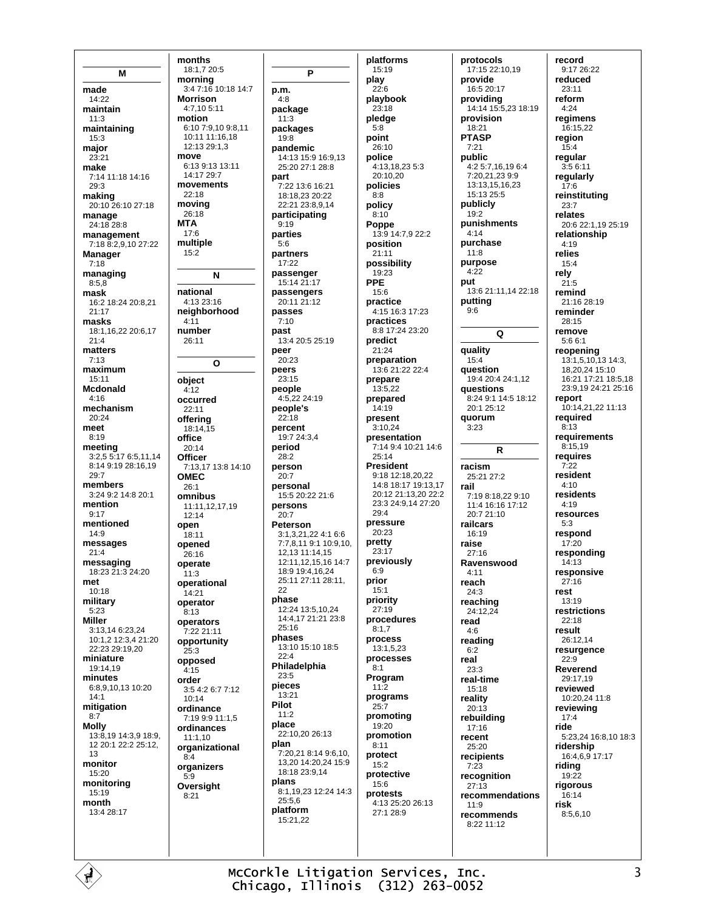## M

**made**
14:22
**maintain**
11:3
**maintaining**
15:3
**major**
23:21
**make**
7:14 11:18 14:16 29:3
**making**
20:10 26:10 27:18
**manage**
24:18 28:8
**management**
7:18 8:2,9,10 27:22
**Manager**
7:18
**managing**
8:5,8
**mask**
16:2 18:24 20:8,21 21:17
**masks**
18:1,16,22 20:6,17 21:4
**matters**
7:13
**maximum**
15:11
**Mcdonald**
4:16
**mechanism**
20:24
**meet**
8:19
**meeting**
3:2,5 5:17 6:5,11,14 8:14 9:19 28:16,19 29:7
**members**
3:24 9:2 14:8 20:1
**mention**
9:17
**mentioned**
14:9
**messages**
21:4
**messaging**
18:23 21:3 24:20
**met**
10:18
**military**
5:23
**Miller**
3:13,14 6:23,24 10:1,2 12:3,4 21:20 22:23 29:19,20
**miniature**
19:14,19
**minutes**
6:8,9,10,13 10:20 14:1
**mitigation**
8:7
**Molly**
13:8,19 14:3,9 18:9, 12 20:1 22:2 25:12, 13
**monitor**
15:20
**monitoring**
15:19
**month**
13:4 28:17
**months**
18:1,7 20:5
**morning**
3:4 7:16 10:18 14:7
**Morrison**
4:7,10 5:11
**motion**
6:10 7:9,10 9:8,11 10:11 11:16,18 12:13 29:1,3
**move**
6:13 9:13 13:11 14:17 29:7
**movements**
22:18
**moving**
26:18
**MTA**
17:6
**multiple**
15:2

## N

**national**
4:13 23:16
**neighborhood**
4:11
**number**
26:11

## O

**object**
4:12
**occurred**
22:11
**offering**
18:14,15
**office**
20:14
**Officer**
7:13,17 13:8 14:10
**OMEC**
26:1
**omnibus**
11:11,12,17,19 12:14
**open**
18:11
**opened**
26:16
**operate**
11:3
**operational**
14:21
**operator**
8:13
**operators**
7:22 21:11
**opportunity**
25:3
**opposed**
4:15
**order**
3:5 4:2 6:7 7:12 10:14
**ordinance**
7:19 9:9 11:1,5
**ordinances**
11:1,10
**organizational**
8:4
**organizers**
5:9
**Oversight**
8:21

## P

**p.m.**
4:8
**package**
11:3
**packages**
19:8
**pandemic**
14:13 15:9 16:9,13 25:20 27:1 28:8
**part**
7:22 13:6 16:21 18:18,23 20:22 22:21 23:8,9,14
**participating**
9:19
**parties**
5:6
**partners**
17:22
**passenger**
15:14 21:17
**passengers**
20:11 21:12
**passes**
7:10
**past**
13:4 20:5 25:19
**peer**
20:23
**peers**
23:15
**people**
4:5,22 24:19
**people's**
22:18
**percent**
19:7 24:3,4
**period**
28:2
**person**
20:7
**personal**
15:5 20:22 21:6
**persons**
20:7
**Peterson**
3:1,3,21,22 4:1 6:6 7:7,8,11 9:1 10:9,10, 12,13 11:14,15 12:11,12,15,16 14:7 18:9 19:4,16,24 25:11 27:11 28:11, 22
**phase**
12:24 13:5,10,24 14:4,17 21:21 23:8 25:16
**phases**
13:10 15:10 18:5 22:4
**Philadelphia**
23:5
**pieces**
13:21
**Pilot**
11:2
**place**
22:10,20 26:13
**plan**
7:20,21 8:14 9:6,10, 13,20 14:20,24 15:9 18:18 23:9,14
**plans**
8:1,19,23 12:24 14:3 25:5,6
**platform**
15:21,22
**platforms**
15:19
**play**
22:6
**playbook**
23:18
**pledge**
5:8
**point**
26:10
**police**
4:13,18,23 5:3 20:10,20
**policies**
8:8
**policy**
8:10
**Poppe**
13:9 14:7,9 22:2
**position**
21:11
**possibility**
19:23
**PPE**
15:6
**practice**
4:15 16:3 17:23
**practices**
8:8 17:24 23:20
**predict**
21:24
**preparation**
13:6 21:22 22:4
**prepare**
13:5,22
**prepared**
14:19
**present**
3:10,24
**presentation**
7:14 9:4 10:21 14:6 25:14
**President**
9:18 12:18,20,22 14:8 18:17 19:13,17 20:12 21:13,20 22:2 23:3 24:9,14 27:20 29:4
**pressure**
20:23
**pretty**
23:17
**previously**
6:9
**prior**
15:1
**priority**
27:19
**procedures**
8:1,7
**process**
13:1,5,23
**processes**
8:1
**Program**
11:2
**programs**
25:7
**promoting**
19:20
**promotion**
8:11
**protect**
15:2
**protective**
15:6
**protests**
4:13 25:20 26:13 27:1 28:9
**protocols**
17:15 22:10,19
**provide**
16:5 20:17
**providing**
14:14 15:5,23 18:19
**provision**
18:21
**PTASP**
7:21
**public**
4:2 5:7,16,19 6:4 7:20,21,23 9:9 13:13,15,16,23 15:13 25:5
**publicly**
19:2
**punishments**
4:14
**purchase**
11:8
**purpose**
4:22
**put**
13:6 21:11,14 22:18
**putting**
9:6

## Q

**quality**
15:4
**question**
19:4 20:4 24:1,12
**questions**
8:24 9:1 14:5 18:12 20:1 25:12
**quorum**
3:23

## R

**racism**
25:21 27:2
**rail**
7:19 8:18,22 9:10 11:4 16:16 17:12 20:7 21:10
**railcars**
16:19
**raise**
27:16
**Ravenswood**
4:11
**reach**
24:3
**reaching**
24:12,24
**read**
4:6
**reading**
6:2
**real**
23:3
**real-time**
15:18
**reality**
20:13
**rebuilding**
17:16
**recent**
25:20
**recipients**
7:23
**recognition**
27:13
**recommendations**
11:9
**recommends**
8:22 11:12
**record**
9:17 26:22
**reduced**
23:11
**reform**
4:24
**regimens**
16:15,22
**region**
15:4
**regular**
3:5 6:11
**regularly**
17:6
**reinstituting**
23:7
**relates**
20:6 22:1,19 25:19
**relationship**
4:19
**relies**
15:4
**rely**
21:5
**remind**
21:16 28:19
**reminder**
28:15
**remove**
5:6 6:1
**reopening**
13:1,5,10,13 14:3, 18,20,24 15:10 16:21 17:21 18:5,18 23:9,19 24:21 25:16
**report**
10:14,21,22 11:13
**required**
8:13
**requirements**
8:15,19
**requires**
7:22
**resident**
4:10
**residents**
4:19
**resources**
5:3
**respond**
17:20
**responding**
14:13
**responsive**
27:16
**rest**
13:19
**restrictions**
22:18
**result**
26:12,14
**resurgence**
22:9
**Reverend**
29:17,19
**reviewed**
10:20,24 11:8
**reviewing**
17:4
**ride**
5:23,24 16:8,10 18:3
**ridership**
16:4,6,9 17:17
**riding**
19:22
**rigorous**
16:14
**risk**
8:5,6,10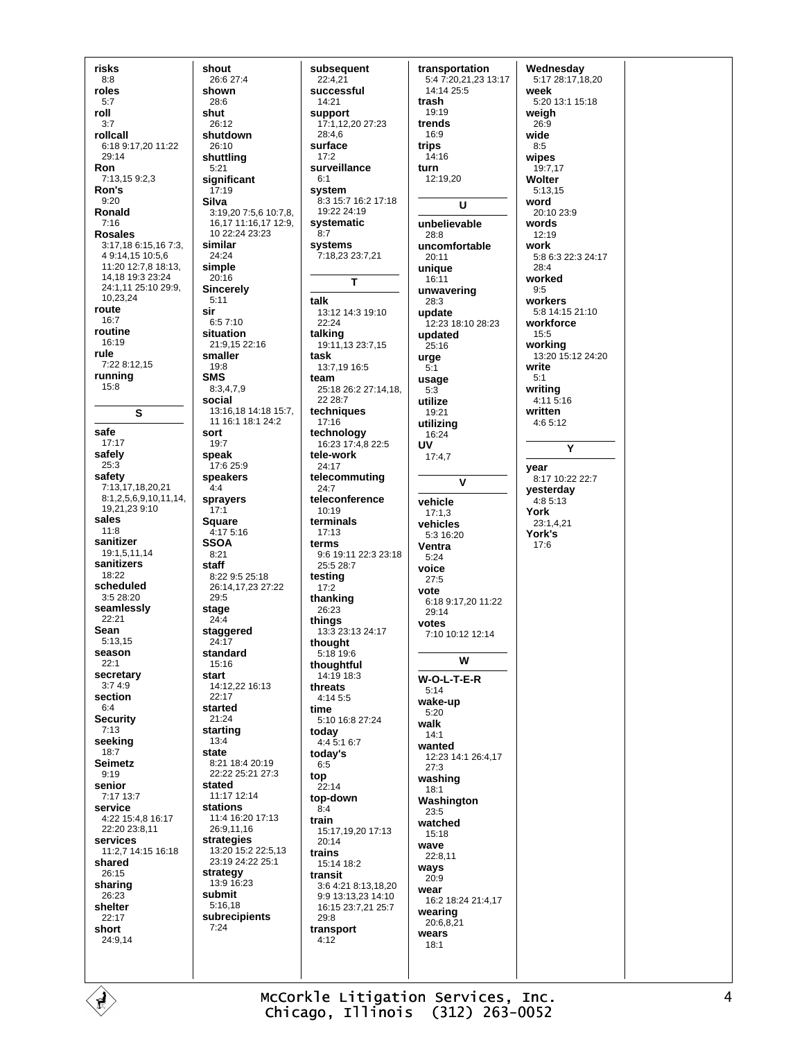**risks**
8:8
**roles**
5:7
**roll**
3:7
**rollcall**
6:18 9:17,20 11:22 29:14
**Ron**
7:13,15 9:2,3
**Ron's**
9:20
**Ronald**
7:16
**Rosales**
3:17,18 6:15,16 7:3,4 9:14,15 10:5,6 11:20 12:7,8 18:13,14,18 19:3 23:24 24:1,11 25:10 29:9,10,23,24
**route**
16:7
**routine**
16:19
**rule**
7:22 8:12,15
**running**
15:8

**S**

**safe**
17:17
**safely**
25:3
**safety**
7:13,17,18,20,21 8:1,2,5,6,9,10,11,14,19,21,23 9:10
**sales**
11:8
**sanitizer**
19:1,5,11,14
**sanitizers**
18:22
**scheduled**
3:5 28:20
**seamlessly**
22:21
**Sean**
5:13,15
**season**
22:1
**secretary**
3:7 4:9
**section**
6:4
**Security**
7:13
**seeking**
18:7
**Seimetz**
9:19
**senior**
7:17 13:7
**service**
4:22 15:4,8 16:17 22:20 23:8,11
**services**
11:2,7 14:15 16:18
**shared**
26:15
**sharing**
26:23
**shelter**
22:17
**short**
24:9,14
**shout**
26:6 27:4
**shown**
28:6
**shut**
26:12
**shutdown**
26:10
**shuttling**
5:21
**significant**
17:19
**Silva**
3:19,20 7:5,6 10:7,8,16,17 11:16,17 12:9,10 22:24 23:23
**similar**
24:24
**simple**
20:16
**Sincerely**
5:11
**sir**
6:5 7:10
**situation**
21:9,15 22:16
**smaller**
19:8
**SMS**
8:3,4,7,9
**social**
13:16,18 14:18 15:7,11 16:1 18:1 24:2
**sort**
19:7
**speak**
17:6 25:9
**speakers**
4:4
**sprayers**
17:1
**Square**
4:17 5:16
**SSOA**
8:21
**staff**
8:22 9:5 25:18 26:14,17,23 27:22 29:5
**stage**
24:4
**staggered**
24:17
**standard**
15:16
**start**
14:12,22 16:13 22:17
**started**
21:24
**starting**
13:4
**state**
8:21 18:4 20:19 22:22 25:21 27:3
**stated**
11:17 12:14
**stations**
11:4 16:20 17:13 26:9,11,16
**strategies**
13:20 15:2 22:5,13 23:19 24:22 25:1
**strategy**
13:9 16:23
**submit**
5:16,18
**subrecipients**
7:24
**subsequent**
22:4,21
**successful**
14:21
**support**
17:1,12,20 27:23 28:4,6
**surface**
17:2
**surveillance**
6:1
**system**
8:3 15:7 16:2 17:18 19:22 24:19
**systematic**
8:7
**systems**
7:18,23 23:7,21

**T**

**talk**
13:12 14:3 19:10 22:24
**talking**
19:11,13 23:7,15
**task**
13:7,19 16:5
**team**
25:18 26:2 27:14,18,22 28:7
**techniques**
17:16
**technology**
16:23 17:4,8 22:5
**tele-work**
24:17
**telecommuting**
24:7
**teleconference**
10:19
**terminals**
17:13
**terms**
9:6 19:11 22:3 23:18 25:5 28:7
**testing**
17:2
**thanking**
26:23
**things**
13:3 23:13 24:17
**thought**
5:18 19:6
**thoughtful**
14:19 18:3
**threats**
4:14 5:5
**time**
5:10 16:8 27:24
**today**
4:4 5:1 6:7
**today's**
6:5
**top**
22:14
**top-down**
8:4
**train**
15:17,19,20 17:13 20:14
**trains**
15:14 18:2
**transit**
3:6 4:21 8:13,18,20 9:9 13:13,23 14:10 16:15 23:7,21 25:7 29:8
**transport**
4:12
**transportation**
5:4 7:20,21,23 13:17 14:14 25:5
**trash**
19:19
**trends**
16:9
**trips**
14:16
**turn**
12:19,20

**U**

**unbelievable**
28:8
**uncomfortable**
20:11
**unique**
16:11
**unwavering**
28:3
**update**
12:23 18:10 28:23
**updated**
25:16
**urge**
5:1
**usage**
5:3
**utilize**
19:21
**utilizing**
16:24
**UV**
17:4,7

**V**

**vehicle**
17:1,3
**vehicles**
5:3 16:20
**Ventra**
5:24
**voice**
27:5
**vote**
6:18 9:17,20 11:22 29:14
**votes**
7:10 10:12 12:14

**W**

**W-O-L-T-E-R**
5:14
**wake-up**
5:20
**walk**
14:1
**wanted**
12:23 14:1 26:4,17 27:3
**washing**
18:1
**Washington**
23:5
**watched**
15:18
**wave**
22:8,11
**ways**
20:9
**wear**
16:2 18:24 21:4,17
**wearing**
20:6,8,21
**wears**
18:1
**Wednesday**
5:17 28:17,18,20
**week**
5:20 13:1 15:18
**weigh**
26:9
**wide**
8:5
**wipes**
19:7,17
**Wolter**
5:13,15
**word**
20:10 23:9
**words**
12:19
**work**
5:8 6:3 22:3 24:17 28:4
**worked**
9:5
**workers**
5:8 14:15 21:10
**workforce**
15:5
**working**
13:20 15:12 24:20
**write**
5:1
**writing**
4:11 5:16
**written**
4:6 5:12

**Y**

**year**
8:17 10:22 22:7
**yesterday**
4:8 5:13
**York**
23:1,4,21
**York's**
17:6

McCorkle Litigation Services, Inc.
Chicago, Illinois (312) 263-0052